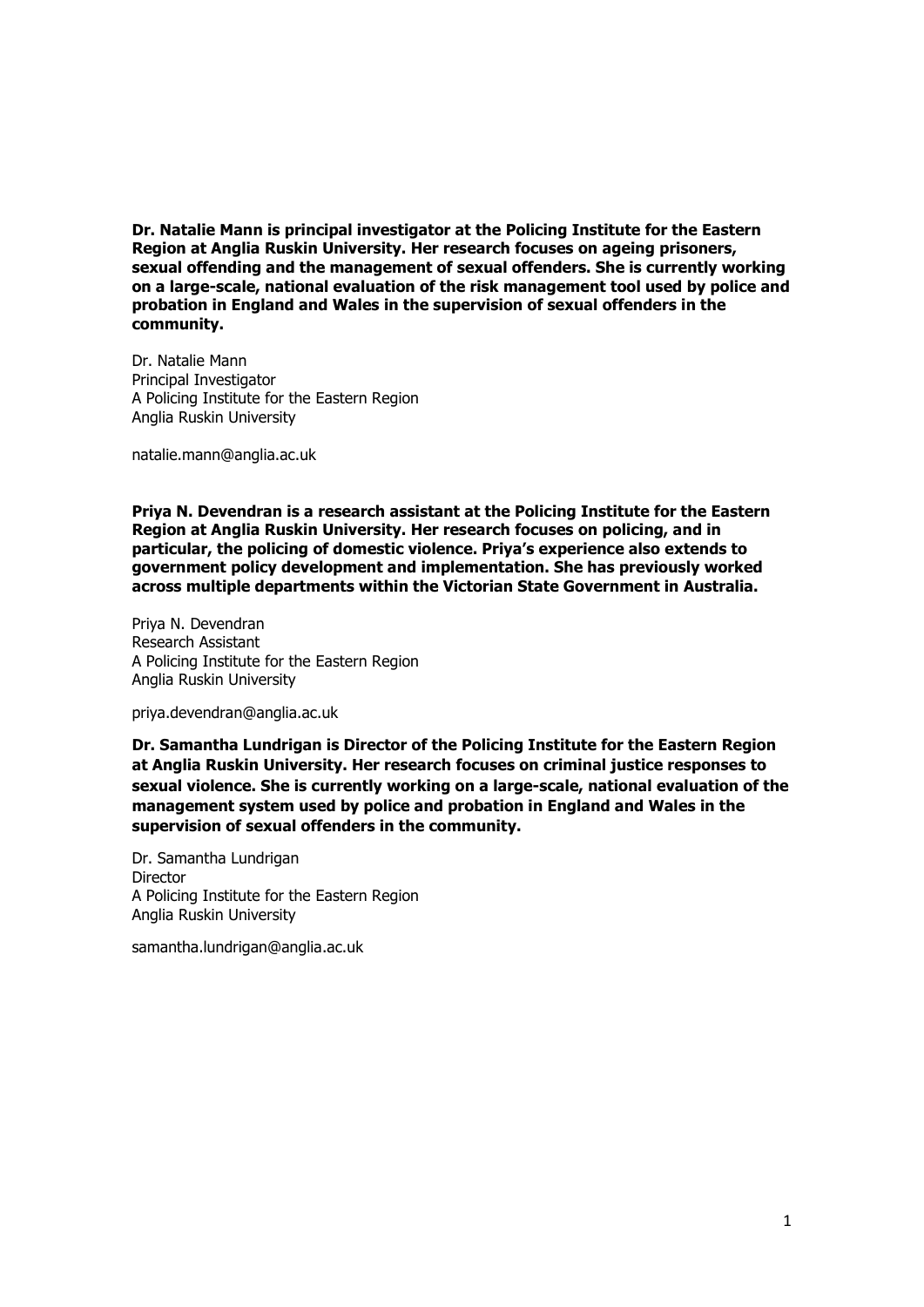**Dr. Natalie Mann is principal investigator at the Policing Institute for the Eastern Region at Anglia Ruskin University. Her research focuses on ageing prisoners, sexual offending and the management of sexual offenders. She is currently working on a large-scale, national evaluation of the risk management tool used by police and probation in England and Wales in the supervision of sexual offenders in the community.**

Dr. Natalie Mann  
Principal Investigator  
A Policing Institute for the Eastern Region  
Anglia Ruskin University

natalie.mann@anglia.ac.uk

**Priya N. Devendran is a research assistant at the Policing Institute for the Eastern Region at Anglia Ruskin University. Her research focuses on policing, and in particular, the policing of domestic violence. Priya's experience also extends to government policy development and implementation. She has previously worked across multiple departments within the Victorian State Government in Australia.**

Priya N. Devendran  
Research Assistant  
A Policing Institute for the Eastern Region  
Anglia Ruskin University

priya.devendran@anglia.ac.uk

**Dr. Samantha Lundrigan is Director of the Policing Institute for the Eastern Region at Anglia Ruskin University. Her research focuses on criminal justice responses to sexual violence. She is currently working on a large-scale, national evaluation of the management system used by police and probation in England and Wales in the supervision of sexual offenders in the community.**

Dr. Samantha Lundrigan  
Director  
A Policing Institute for the Eastern Region  
Anglia Ruskin University

samantha.lundrigan@anglia.ac.uk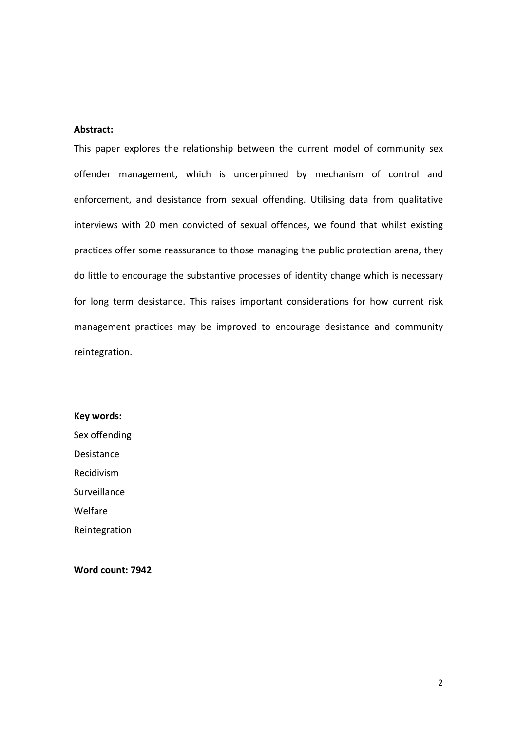**Abstract:**

This paper explores the relationship between the current model of community sex offender management, which is underpinned by mechanism of control and enforcement, and desistance from sexual offending. Utilising data from qualitative interviews with 20 men convicted of sexual offences, we found that whilst existing practices offer some reassurance to those managing the public protection arena, they do little to encourage the substantive processes of identity change which is necessary for long term desistance. This raises important considerations for how current risk management practices may be improved to encourage desistance and community reintegration.

**Key words:**

Sex offending

Desistance

Recidivism

Surveillance

Welfare

Reintegration

**Word count: 7942**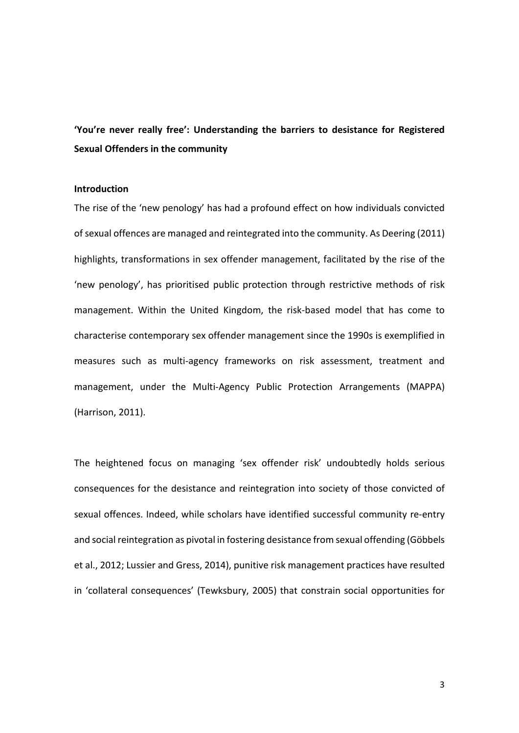**'You're never really free': Understanding the barriers to desistance for Registered Sexual Offenders in the community**

**Introduction**

The rise of the 'new penology' has had a profound effect on how individuals convicted of sexual offences are managed and reintegrated into the community. As Deering (2011) highlights, transformations in sex offender management, facilitated by the rise of the 'new penology', has prioritised public protection through restrictive methods of risk management. Within the United Kingdom, the risk-based model that has come to characterise contemporary sex offender management since the 1990s is exemplified in measures such as multi-agency frameworks on risk assessment, treatment and management, under the Multi-Agency Public Protection Arrangements (MAPPA) (Harrison, 2011).

The heightened focus on managing 'sex offender risk' undoubtedly holds serious consequences for the desistance and reintegration into society of those convicted of sexual offences. Indeed, while scholars have identified successful community re-entry and social reintegration as pivotal in fostering desistance from sexual offending (Göbbels et al., 2012; Lussier and Gress, 2014), punitive risk management practices have resulted in 'collateral consequences' (Tewksbury, 2005) that constrain social opportunities for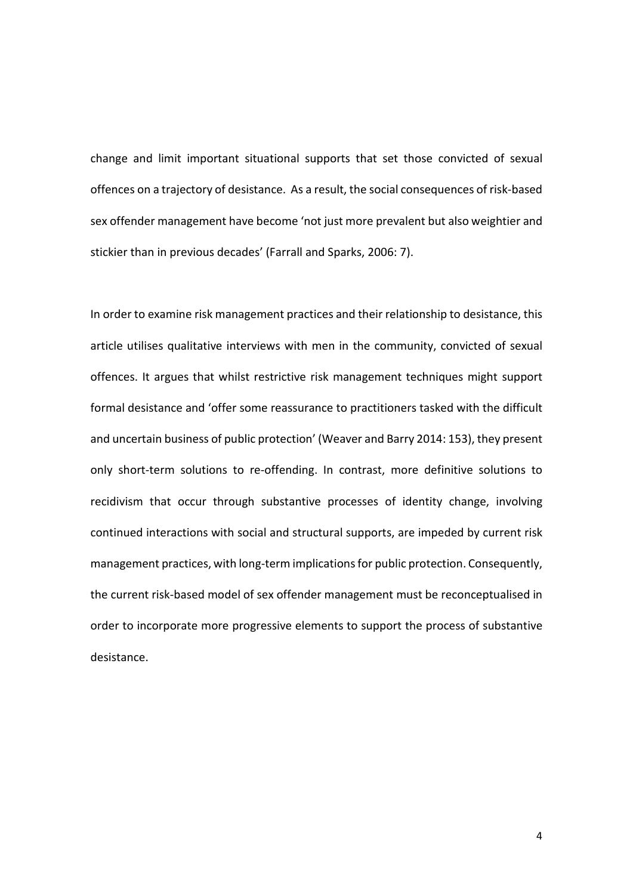change and limit important situational supports that set those convicted of sexual offences on a trajectory of desistance. As a result, the social consequences of risk-based sex offender management have become 'not just more prevalent but also weightier and stickier than in previous decades' (Farrall and Sparks, 2006: 7).

In order to examine risk management practices and their relationship to desistance, this article utilises qualitative interviews with men in the community, convicted of sexual offences. It argues that whilst restrictive risk management techniques might support formal desistance and 'offer some reassurance to practitioners tasked with the difficult and uncertain business of public protection' (Weaver and Barry 2014: 153), they present only short-term solutions to re-offending. In contrast, more definitive solutions to recidivism that occur through substantive processes of identity change, involving continued interactions with social and structural supports, are impeded by current risk management practices, with long-term implications for public protection. Consequently, the current risk-based model of sex offender management must be reconceptualised in order to incorporate more progressive elements to support the process of substantive desistance.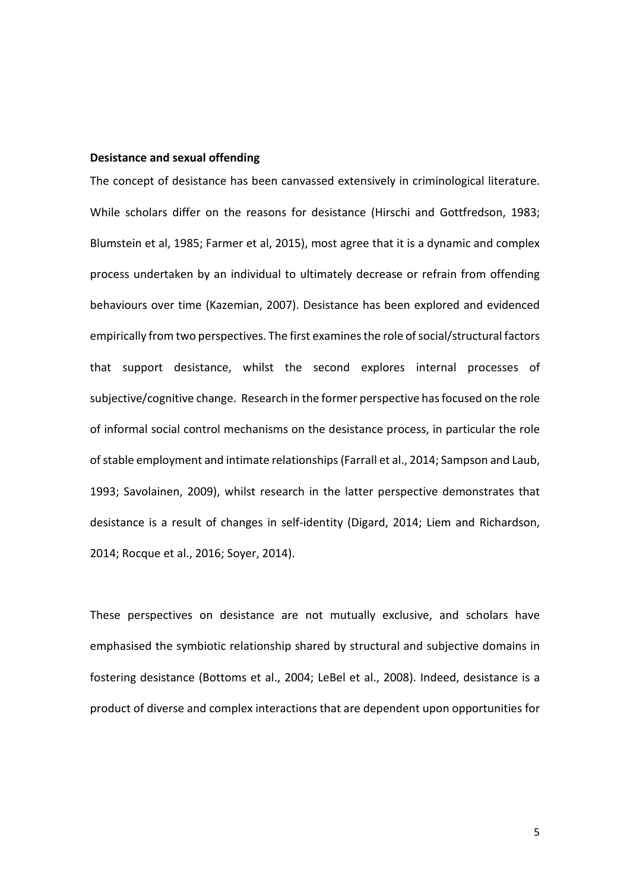**Desistance and sexual offending**

The concept of desistance has been canvassed extensively in criminological literature. While scholars differ on the reasons for desistance (Hirschi and Gottfredson, 1983; Blumstein et al, 1985; Farmer et al, 2015), most agree that it is a dynamic and complex process undertaken by an individual to ultimately decrease or refrain from offending behaviours over time (Kazemian, 2007). Desistance has been explored and evidenced empirically from two perspectives. The first examines the role of social/structural factors that support desistance, whilst the second explores internal processes of subjective/cognitive change. Research in the former perspective has focused on the role of informal social control mechanisms on the desistance process, in particular the role of stable employment and intimate relationships (Farrall et al., 2014; Sampson and Laub, 1993; Savolainen, 2009), whilst research in the latter perspective demonstrates that desistance is a result of changes in self-identity (Digard, 2014; Liem and Richardson, 2014; Rocque et al., 2016; Soyer, 2014).

These perspectives on desistance are not mutually exclusive, and scholars have emphasised the symbiotic relationship shared by structural and subjective domains in fostering desistance (Bottoms et al., 2004; LeBel et al., 2008). Indeed, desistance is a product of diverse and complex interactions that are dependent upon opportunities for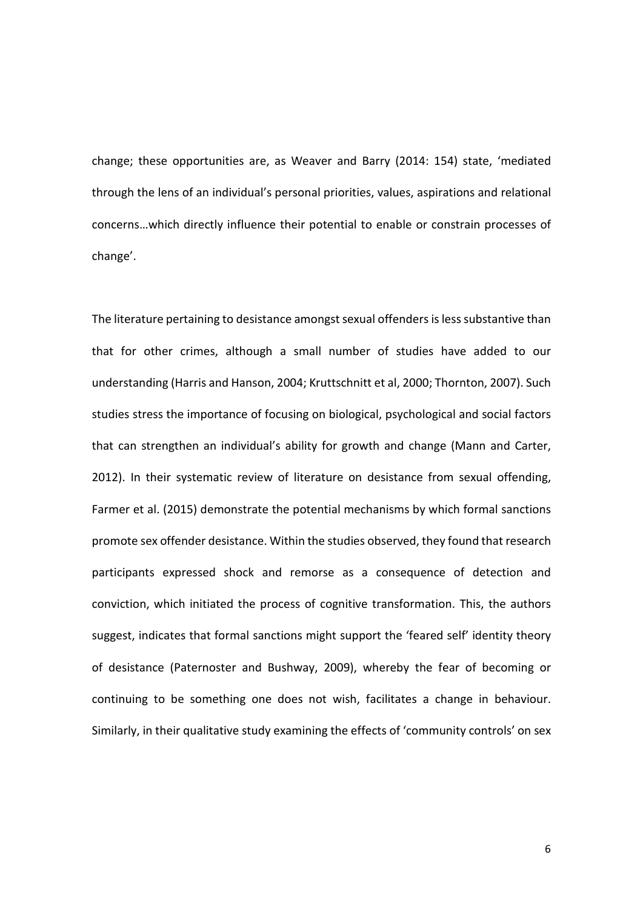change; these opportunities are, as Weaver and Barry (2014: 154) state, 'mediated through the lens of an individual's personal priorities, values, aspirations and relational concerns…which directly influence their potential to enable or constrain processes of change'.

The literature pertaining to desistance amongst sexual offenders is less substantive than that for other crimes, although a small number of studies have added to our understanding (Harris and Hanson, 2004; Kruttschnitt et al, 2000; Thornton, 2007). Such studies stress the importance of focusing on biological, psychological and social factors that can strengthen an individual's ability for growth and change (Mann and Carter, 2012). In their systematic review of literature on desistance from sexual offending, Farmer et al. (2015) demonstrate the potential mechanisms by which formal sanctions promote sex offender desistance. Within the studies observed, they found that research participants expressed shock and remorse as a consequence of detection and conviction, which initiated the process of cognitive transformation. This, the authors suggest, indicates that formal sanctions might support the 'feared self' identity theory of desistance (Paternoster and Bushway, 2009), whereby the fear of becoming or continuing to be something one does not wish, facilitates a change in behaviour. Similarly, in their qualitative study examining the effects of 'community controls' on sex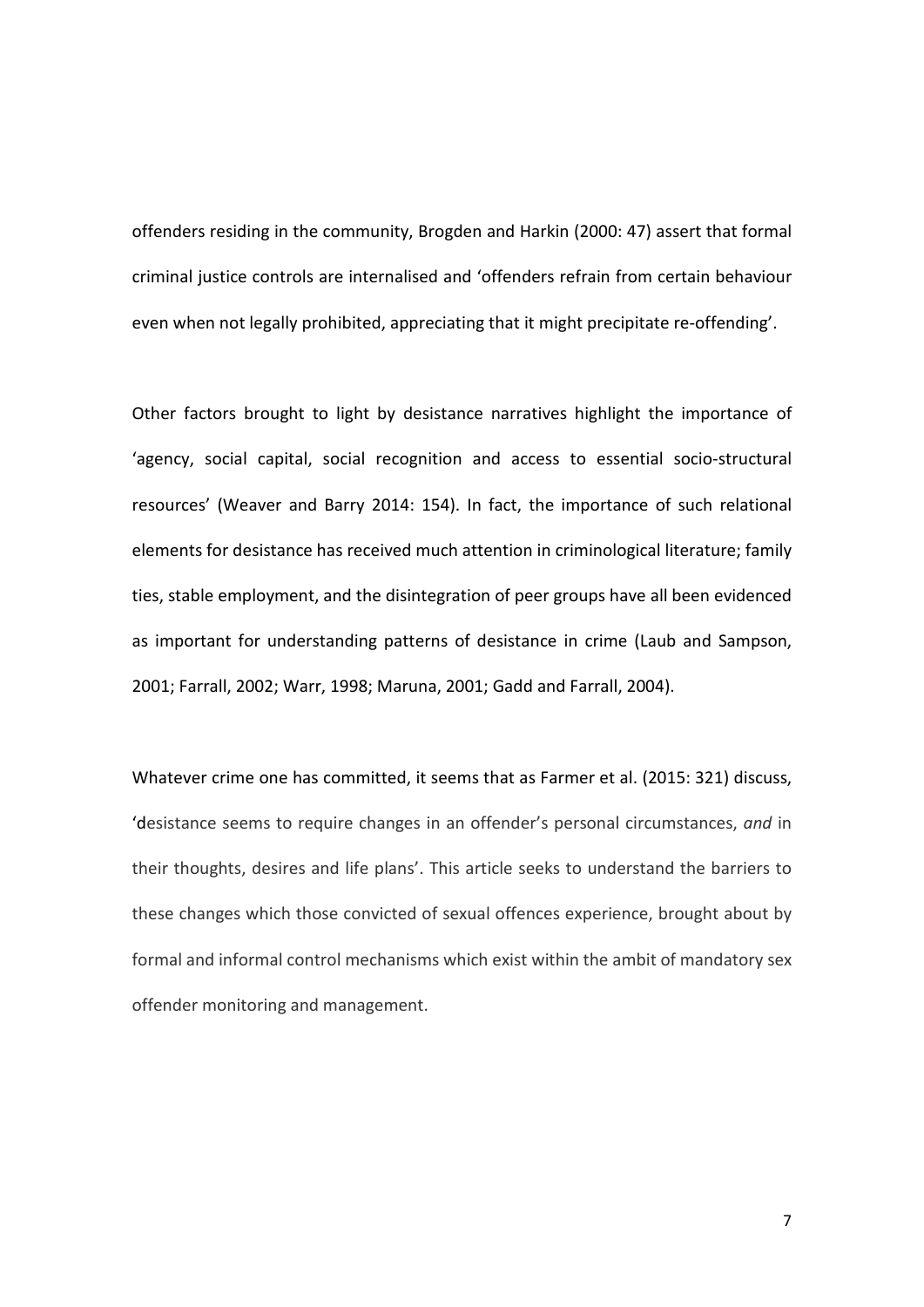offenders residing in the community, Brogden and Harkin (2000: 47) assert that formal criminal justice controls are internalised and 'offenders refrain from certain behaviour even when not legally prohibited, appreciating that it might precipitate re-offending'.

Other factors brought to light by desistance narratives highlight the importance of 'agency, social capital, social recognition and access to essential socio-structural resources' (Weaver and Barry 2014: 154). In fact, the importance of such relational elements for desistance has received much attention in criminological literature; family ties, stable employment, and the disintegration of peer groups have all been evidenced as important for understanding patterns of desistance in crime (Laub and Sampson, 2001; Farrall, 2002; Warr, 1998; Maruna, 2001; Gadd and Farrall, 2004).

Whatever crime one has committed, it seems that as Farmer et al. (2015: 321) discuss, 'desistance seems to require changes in an offender's personal circumstances, *and* in their thoughts, desires and life plans'. This article seeks to understand the barriers to these changes which those convicted of sexual offences experience, brought about by formal and informal control mechanisms which exist within the ambit of mandatory sex offender monitoring and management.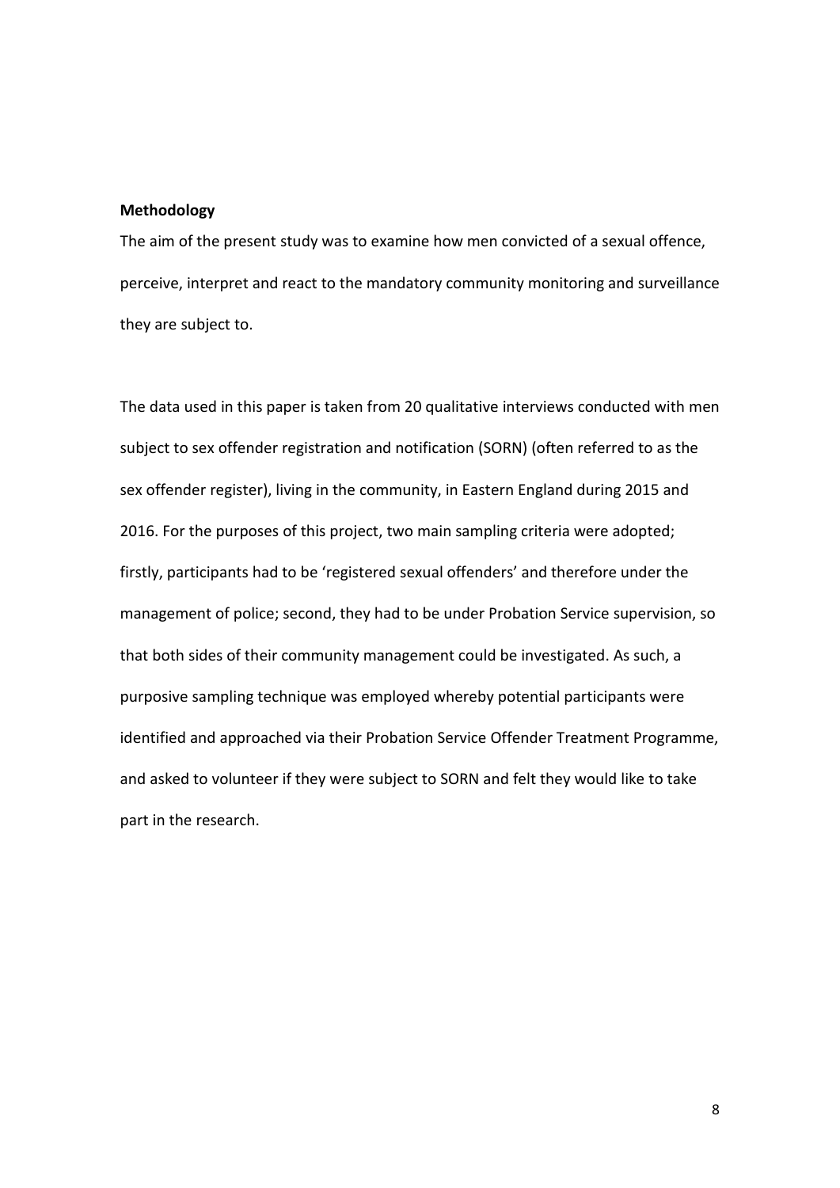**Methodology**

The aim of the present study was to examine how men convicted of a sexual offence, perceive, interpret and react to the mandatory community monitoring and surveillance they are subject to.

The data used in this paper is taken from 20 qualitative interviews conducted with men subject to sex offender registration and notification (SORN) (often referred to as the sex offender register), living in the community, in Eastern England during 2015 and 2016. For the purposes of this project, two main sampling criteria were adopted; firstly, participants had to be 'registered sexual offenders' and therefore under the management of police; second, they had to be under Probation Service supervision, so that both sides of their community management could be investigated. As such, a purposive sampling technique was employed whereby potential participants were identified and approached via their Probation Service Offender Treatment Programme, and asked to volunteer if they were subject to SORN and felt they would like to take part in the research.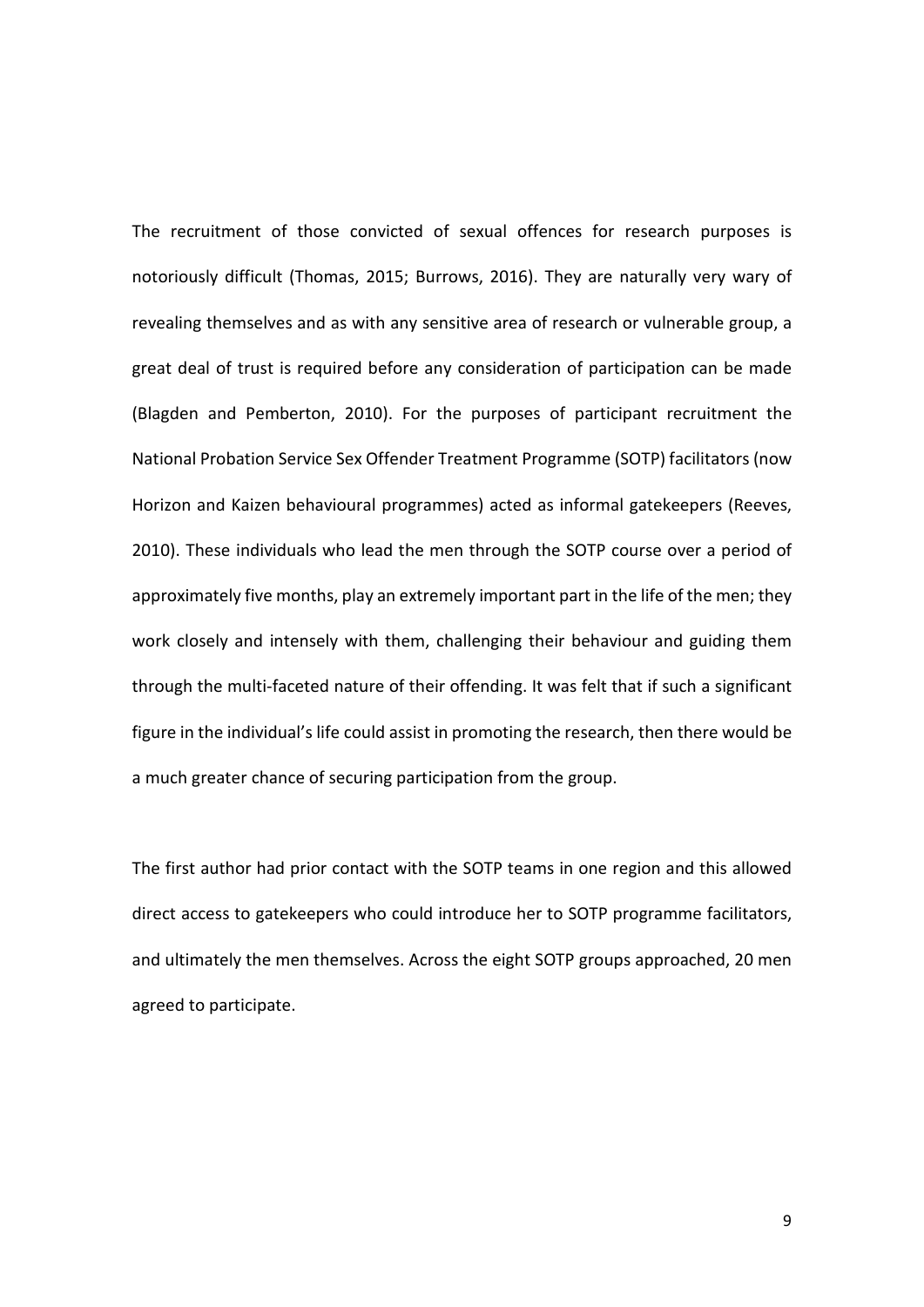The recruitment of those convicted of sexual offences for research purposes is notoriously difficult (Thomas, 2015; Burrows, 2016). They are naturally very wary of revealing themselves and as with any sensitive area of research or vulnerable group, a great deal of trust is required before any consideration of participation can be made (Blagden and Pemberton, 2010). For the purposes of participant recruitment the National Probation Service Sex Offender Treatment Programme (SOTP) facilitators (now Horizon and Kaizen behavioural programmes) acted as informal gatekeepers (Reeves, 2010). These individuals who lead the men through the SOTP course over a period of approximately five months, play an extremely important part in the life of the men; they work closely and intensely with them, challenging their behaviour and guiding them through the multi-faceted nature of their offending. It was felt that if such a significant figure in the individual's life could assist in promoting the research, then there would be a much greater chance of securing participation from the group.

The first author had prior contact with the SOTP teams in one region and this allowed direct access to gatekeepers who could introduce her to SOTP programme facilitators, and ultimately the men themselves. Across the eight SOTP groups approached, 20 men agreed to participate.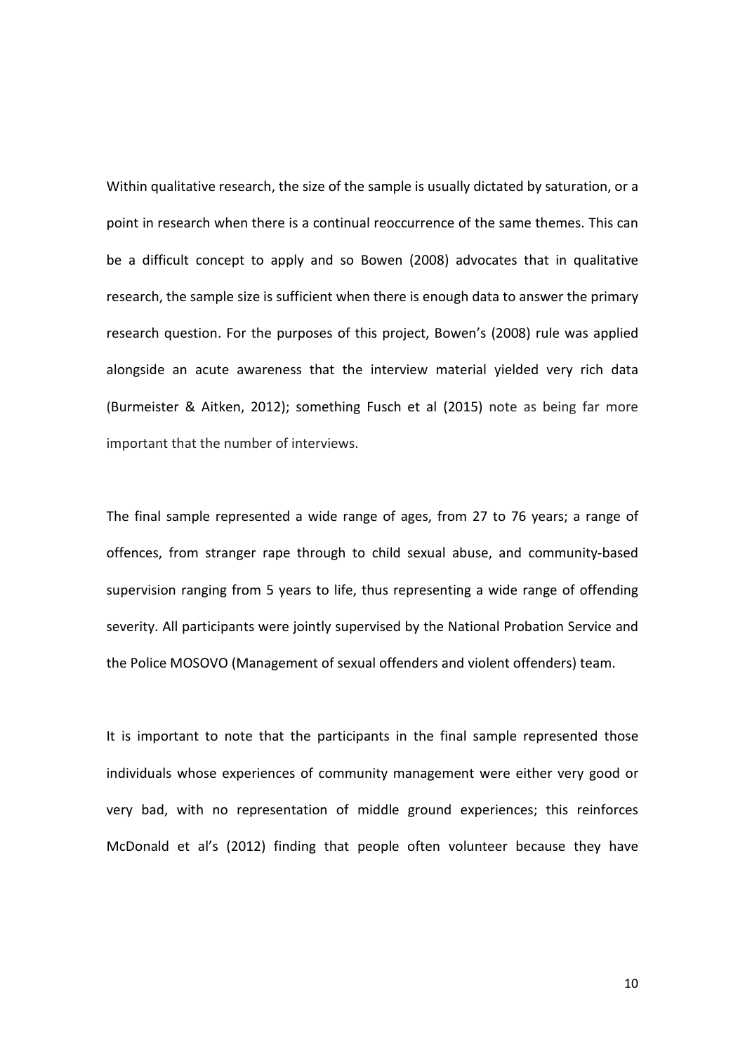Within qualitative research, the size of the sample is usually dictated by saturation, or a point in research when there is a continual reoccurrence of the same themes. This can be a difficult concept to apply and so Bowen (2008) advocates that in qualitative research, the sample size is sufficient when there is enough data to answer the primary research question. For the purposes of this project, Bowen's (2008) rule was applied alongside an acute awareness that the interview material yielded very rich data (Burmeister & Aitken, 2012); something Fusch et al (2015) note as being far more important that the number of interviews.

The final sample represented a wide range of ages, from 27 to 76 years; a range of offences, from stranger rape through to child sexual abuse, and community-based supervision ranging from 5 years to life, thus representing a wide range of offending severity. All participants were jointly supervised by the National Probation Service and the Police MOSOVO (Management of sexual offenders and violent offenders) team.

It is important to note that the participants in the final sample represented those individuals whose experiences of community management were either very good or very bad, with no representation of middle ground experiences; this reinforces McDonald et al's (2012) finding that people often volunteer because they have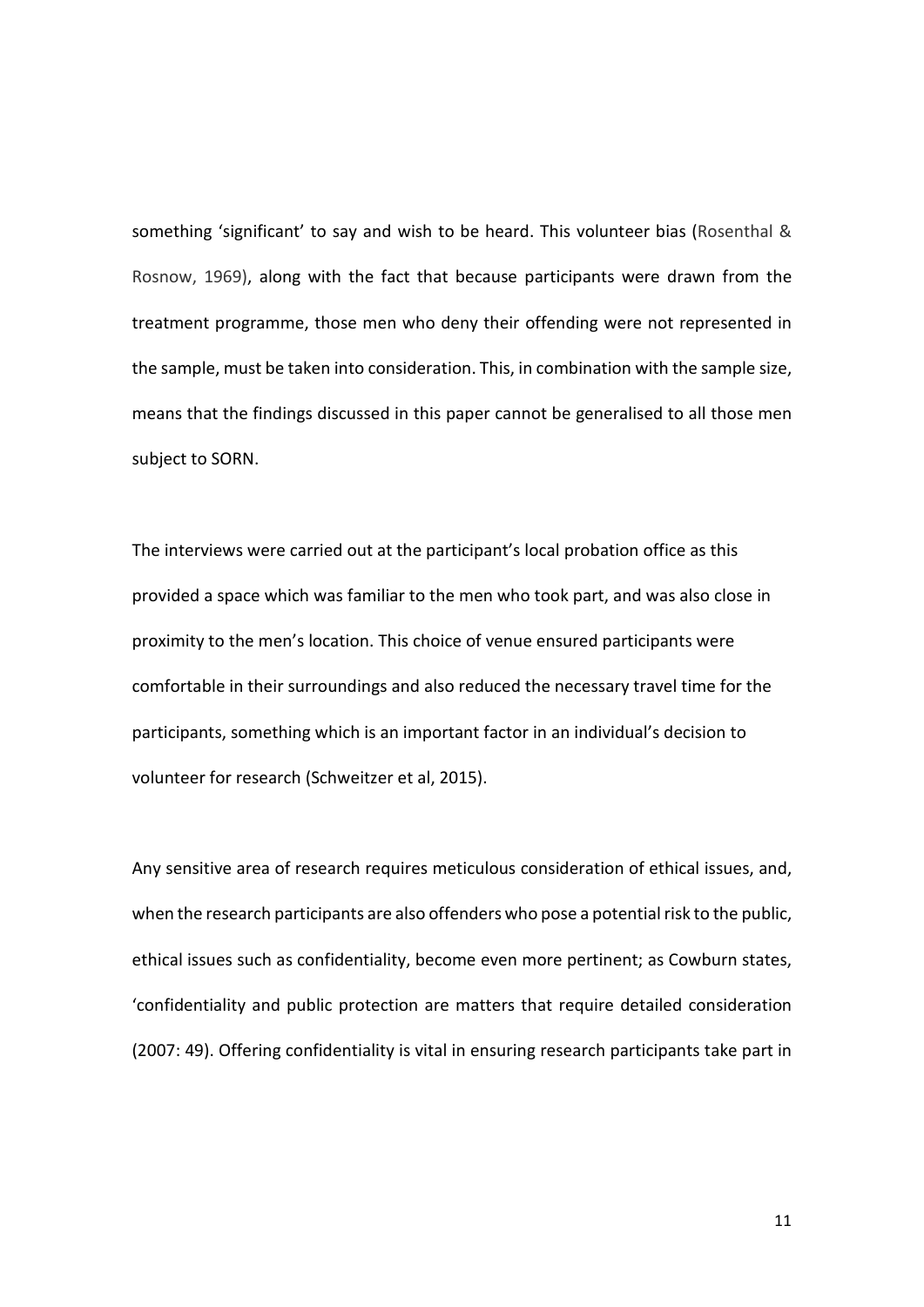something 'significant' to say and wish to be heard. This volunteer bias (Rosenthal & Rosnow, 1969), along with the fact that because participants were drawn from the treatment programme, those men who deny their offending were not represented in the sample, must be taken into consideration. This, in combination with the sample size, means that the findings discussed in this paper cannot be generalised to all those men subject to SORN.

The interviews were carried out at the participant's local probation office as this provided a space which was familiar to the men who took part, and was also close in proximity to the men's location. This choice of venue ensured participants were comfortable in their surroundings and also reduced the necessary travel time for the participants, something which is an important factor in an individual's decision to volunteer for research (Schweitzer et al, 2015).

Any sensitive area of research requires meticulous consideration of ethical issues, and, when the research participants are also offenders who pose a potential risk to the public, ethical issues such as confidentiality, become even more pertinent; as Cowburn states, 'confidentiality and public protection are matters that require detailed consideration (2007: 49). Offering confidentiality is vital in ensuring research participants take part in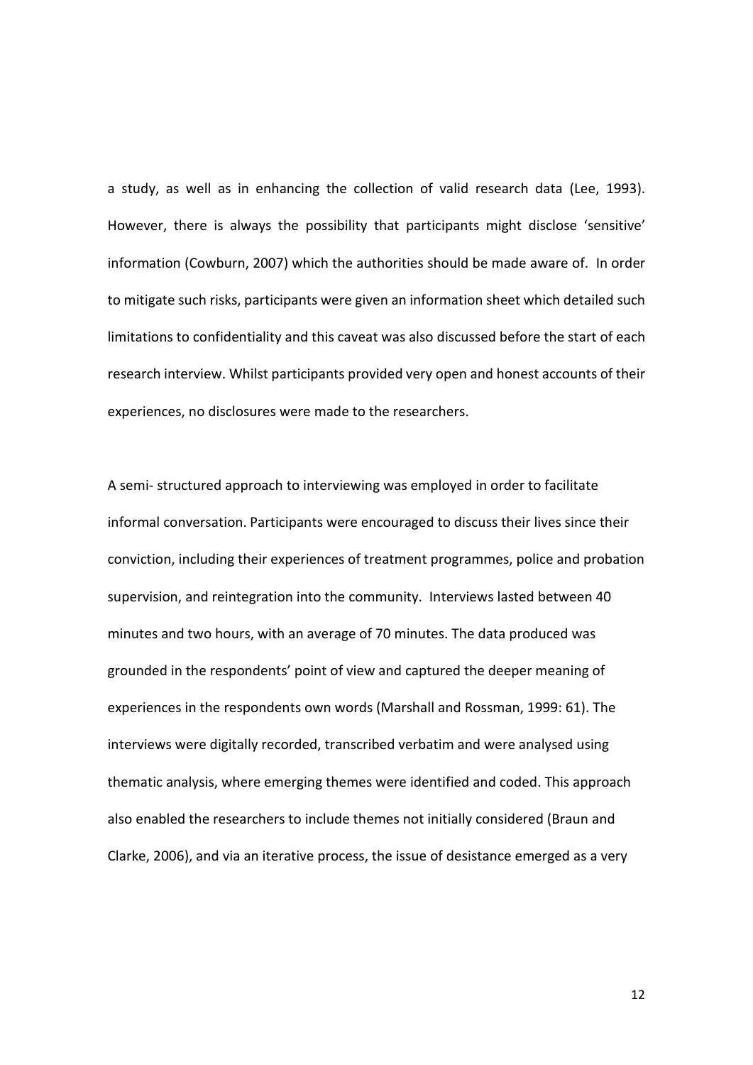a study, as well as in enhancing the collection of valid research data (Lee, 1993). However, there is always the possibility that participants might disclose 'sensitive' information (Cowburn, 2007) which the authorities should be made aware of. In order to mitigate such risks, participants were given an information sheet which detailed such limitations to confidentiality and this caveat was also discussed before the start of each research interview. Whilst participants provided very open and honest accounts of their experiences, no disclosures were made to the researchers.

A semi- structured approach to interviewing was employed in order to facilitate informal conversation. Participants were encouraged to discuss their lives since their conviction, including their experiences of treatment programmes, police and probation supervision, and reintegration into the community. Interviews lasted between 40 minutes and two hours, with an average of 70 minutes. The data produced was grounded in the respondents' point of view and captured the deeper meaning of experiences in the respondents own words (Marshall and Rossman, 1999: 61). The interviews were digitally recorded, transcribed verbatim and were analysed using thematic analysis, where emerging themes were identified and coded. This approach also enabled the researchers to include themes not initially considered (Braun and Clarke, 2006), and via an iterative process, the issue of desistance emerged as a very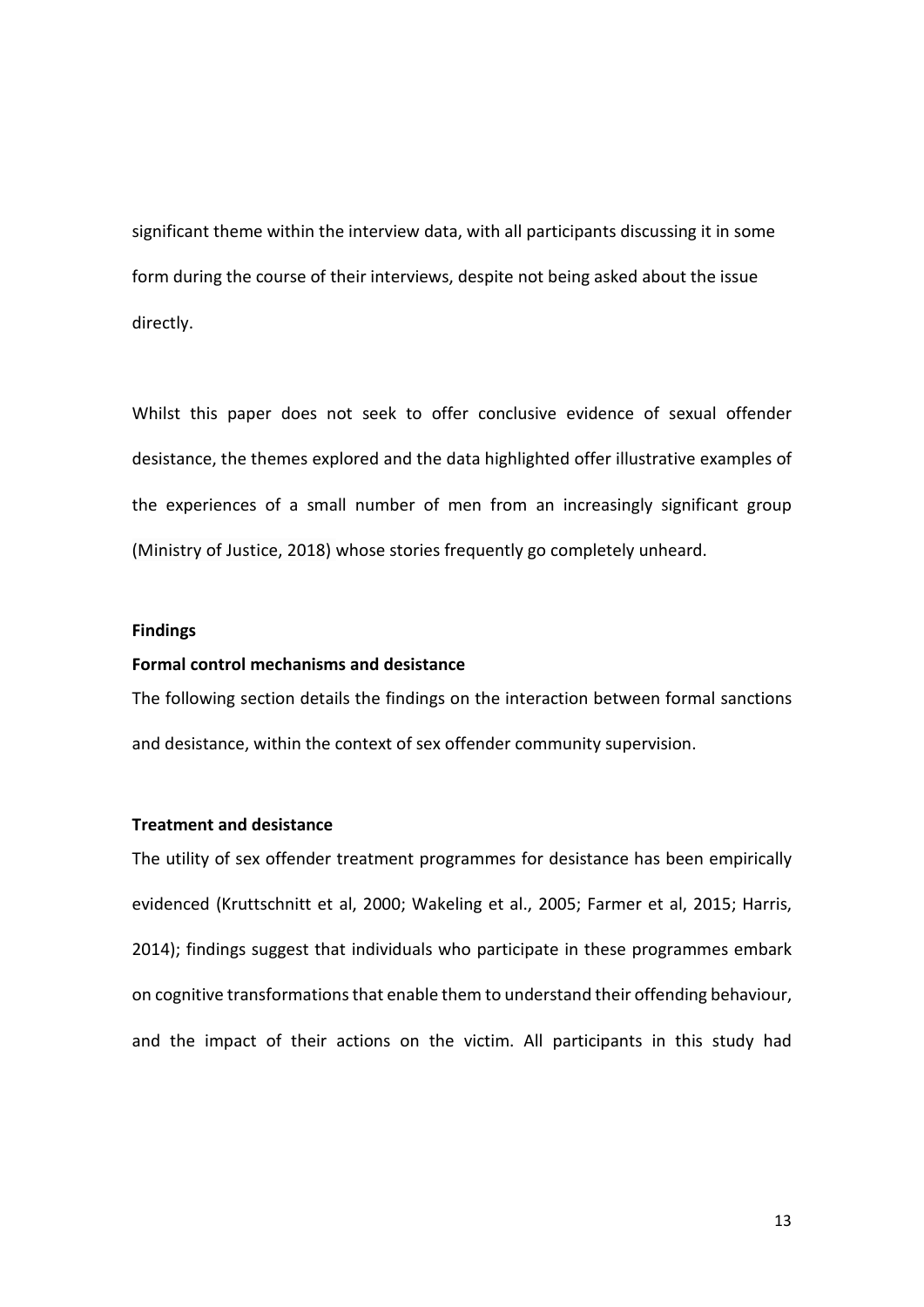significant theme within the interview data, with all participants discussing it in some form during the course of their interviews, despite not being asked about the issue directly.

Whilst this paper does not seek to offer conclusive evidence of sexual offender desistance, the themes explored and the data highlighted offer illustrative examples of the experiences of a small number of men from an increasingly significant group (Ministry of Justice, 2018) whose stories frequently go completely unheard.

## Findings

### Formal control mechanisms and desistance

The following section details the findings on the interaction between formal sanctions and desistance, within the context of sex offender community supervision.

### Treatment and desistance

The utility of sex offender treatment programmes for desistance has been empirically evidenced (Kruttschnitt et al, 2000; Wakeling et al., 2005; Farmer et al, 2015; Harris, 2014); findings suggest that individuals who participate in these programmes embark on cognitive transformations that enable them to understand their offending behaviour, and the impact of their actions on the victim. All participants in this study had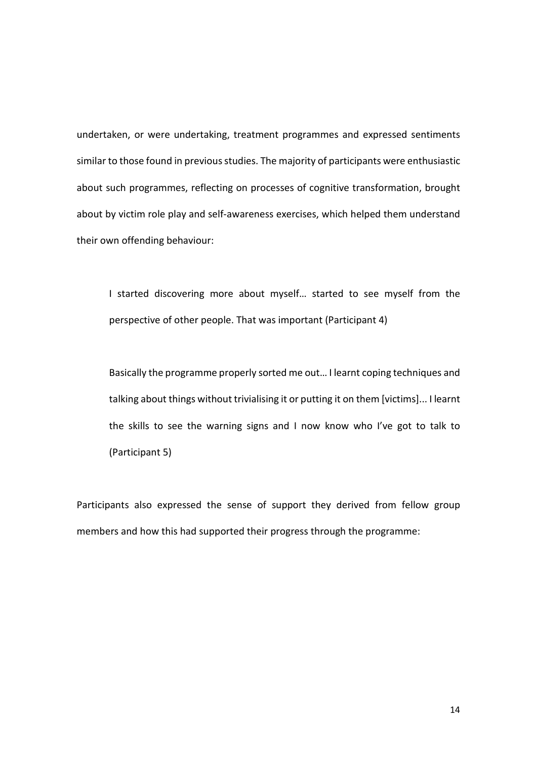undertaken, or were undertaking, treatment programmes and expressed sentiments similar to those found in previous studies. The majority of participants were enthusiastic about such programmes, reflecting on processes of cognitive transformation, brought about by victim role play and self-awareness exercises, which helped them understand their own offending behaviour:

> I started discovering more about myself… started to see myself from the perspective of other people. That was important (Participant 4)

> Basically the programme properly sorted me out… I learnt coping techniques and talking about things without trivialising it or putting it on them [victims]... I learnt the skills to see the warning signs and I now know who I've got to talk to (Participant 5)

Participants also expressed the sense of support they derived from fellow group members and how this had supported their progress through the programme: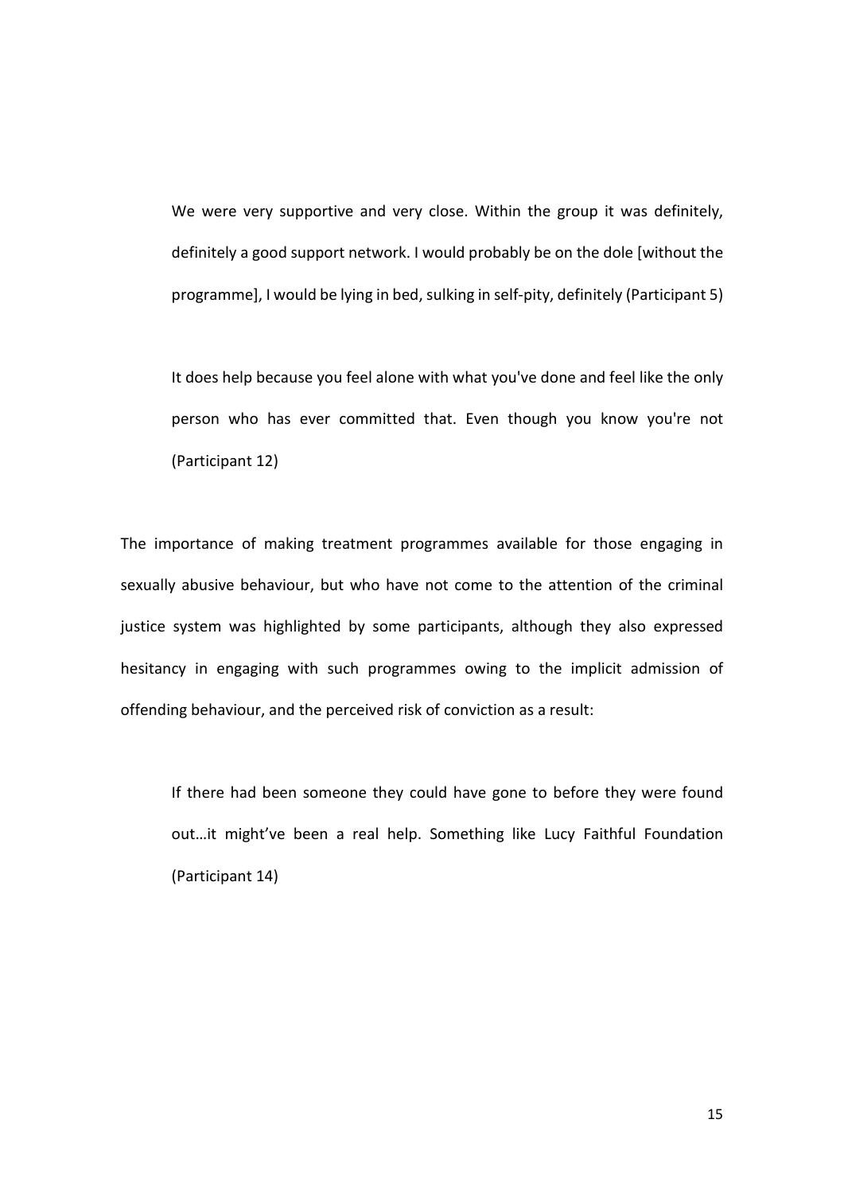> We were very supportive and very close. Within the group it was definitely, definitely a good support network. I would probably be on the dole [without the programme], I would be lying in bed, sulking in self-pity, definitely (Participant 5)

> It does help because you feel alone with what you've done and feel like the only person who has ever committed that. Even though you know you're not (Participant 12)

The importance of making treatment programmes available for those engaging in sexually abusive behaviour, but who have not come to the attention of the criminal justice system was highlighted by some participants, although they also expressed hesitancy in engaging with such programmes owing to the implicit admission of offending behaviour, and the perceived risk of conviction as a result:

> If there had been someone they could have gone to before they were found out…it might've been a real help. Something like Lucy Faithful Foundation (Participant 14)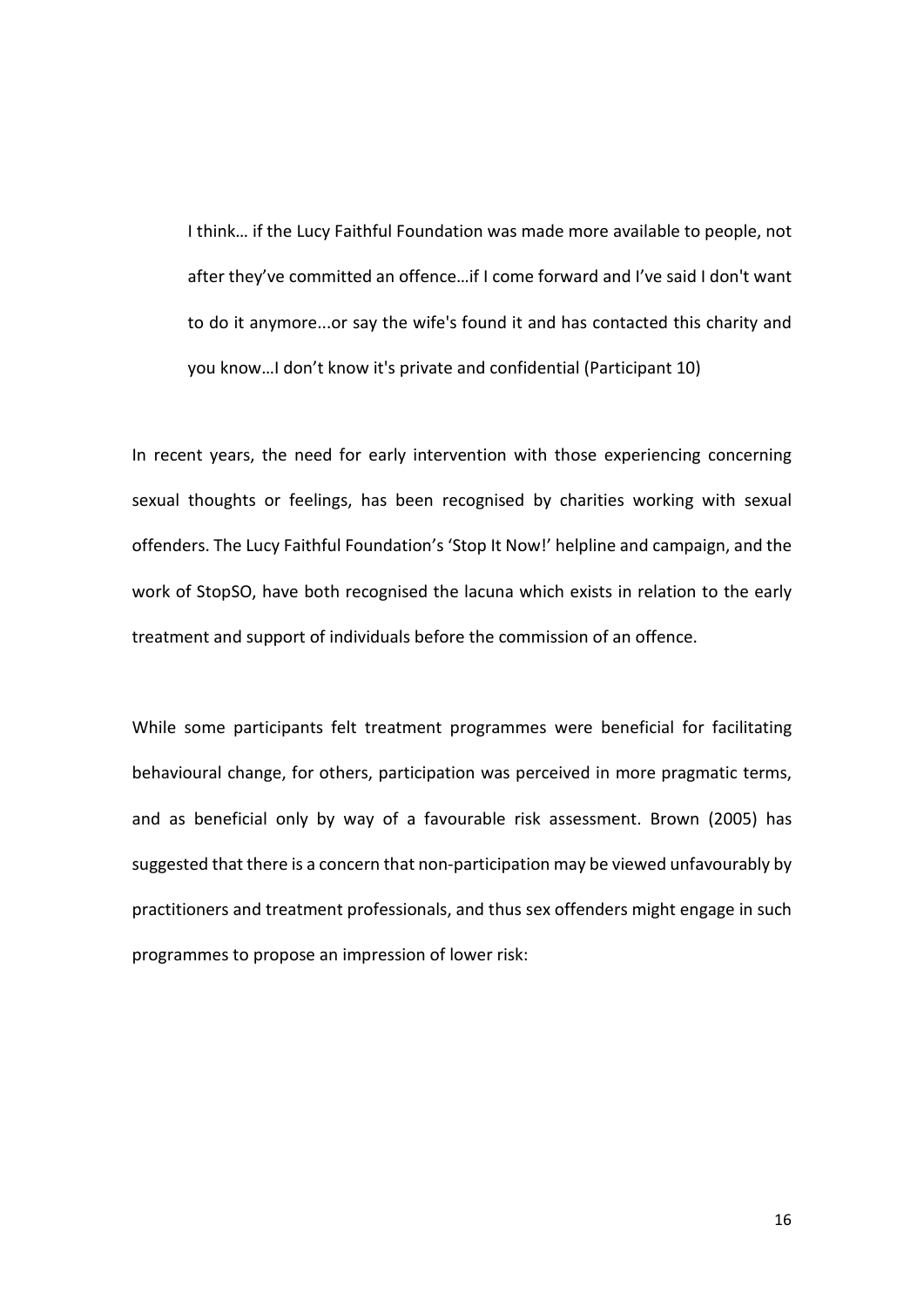> I think… if the Lucy Faithful Foundation was made more available to people, not after they've committed an offence…if I come forward and I've said I don't want to do it anymore...or say the wife's found it and has contacted this charity and you know…I don't know it's private and confidential (Participant 10)

In recent years, the need for early intervention with those experiencing concerning sexual thoughts or feelings, has been recognised by charities working with sexual offenders. The Lucy Faithful Foundation's 'Stop It Now!' helpline and campaign, and the work of StopSO, have both recognised the lacuna which exists in relation to the early treatment and support of individuals before the commission of an offence.

While some participants felt treatment programmes were beneficial for facilitating behavioural change, for others, participation was perceived in more pragmatic terms, and as beneficial only by way of a favourable risk assessment. Brown (2005) has suggested that there is a concern that non-participation may be viewed unfavourably by practitioners and treatment professionals, and thus sex offenders might engage in such programmes to propose an impression of lower risk: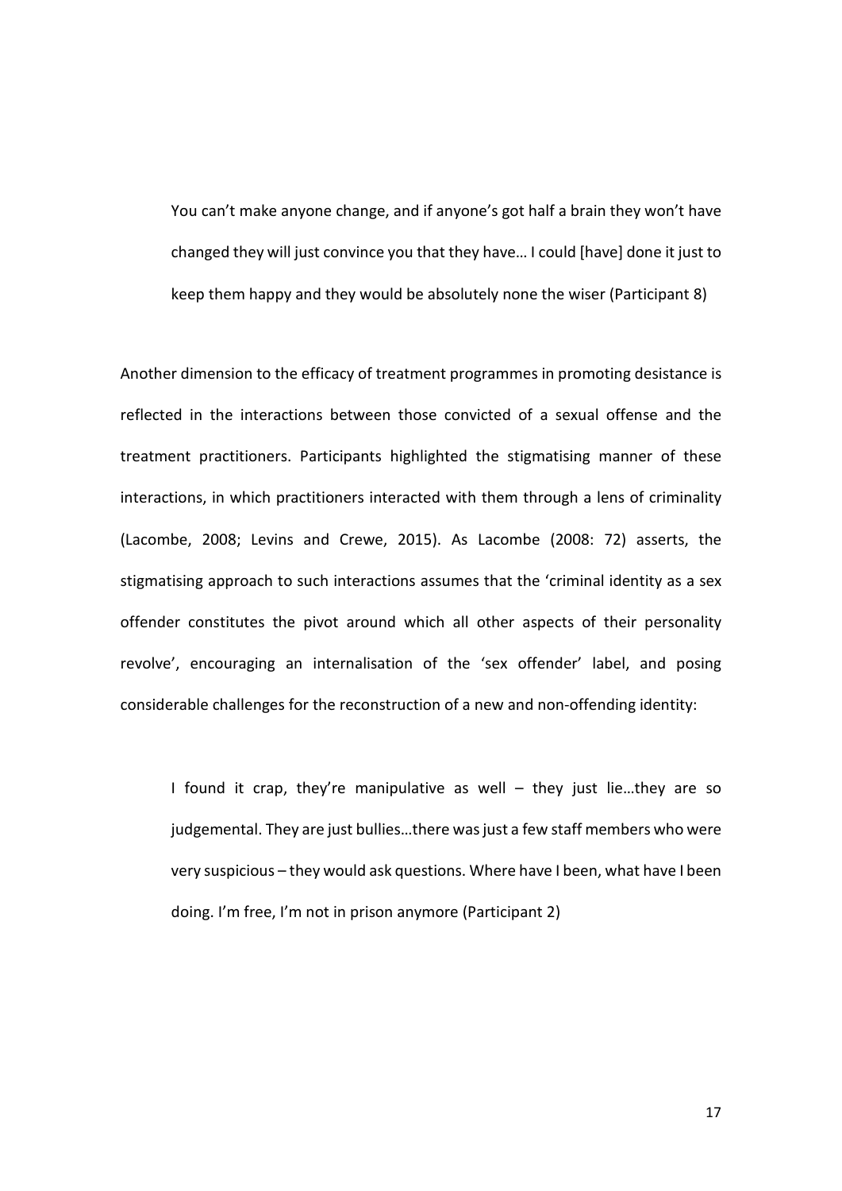> You can't make anyone change, and if anyone's got half a brain they won't have changed they will just convince you that they have… I could [have] done it just to keep them happy and they would be absolutely none the wiser (Participant 8)

Another dimension to the efficacy of treatment programmes in promoting desistance is reflected in the interactions between those convicted of a sexual offense and the treatment practitioners. Participants highlighted the stigmatising manner of these interactions, in which practitioners interacted with them through a lens of criminality (Lacombe, 2008; Levins and Crewe, 2015). As Lacombe (2008: 72) asserts, the stigmatising approach to such interactions assumes that the 'criminal identity as a sex offender constitutes the pivot around which all other aspects of their personality revolve', encouraging an internalisation of the 'sex offender' label, and posing considerable challenges for the reconstruction of a new and non-offending identity:

> I found it crap, they're manipulative as well – they just lie…they are so judgemental. They are just bullies…there was just a few staff members who were very suspicious – they would ask questions. Where have I been, what have I been doing. I'm free, I'm not in prison anymore (Participant 2)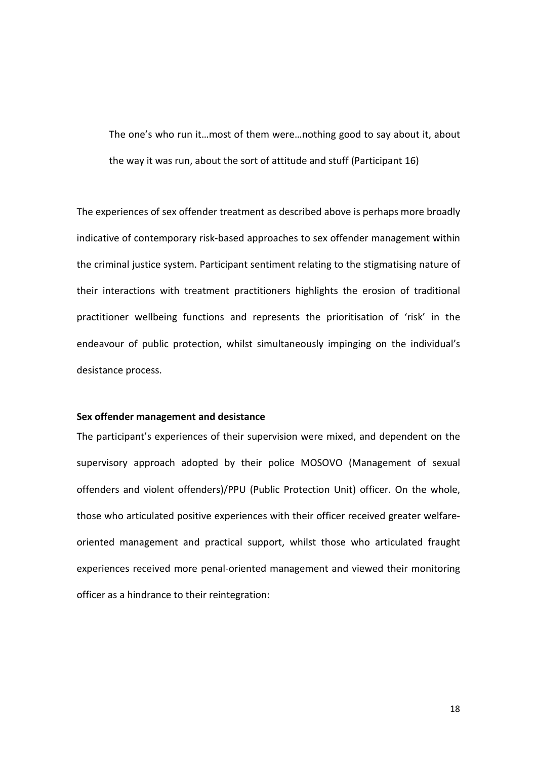> The one's who run it…most of them were…nothing good to say about it, about the way it was run, about the sort of attitude and stuff (Participant 16)

The experiences of sex offender treatment as described above is perhaps more broadly indicative of contemporary risk-based approaches to sex offender management within the criminal justice system. Participant sentiment relating to the stigmatising nature of their interactions with treatment practitioners highlights the erosion of traditional practitioner wellbeing functions and represents the prioritisation of 'risk' in the endeavour of public protection, whilst simultaneously impinging on the individual's desistance process.

**Sex offender management and desistance**

The participant's experiences of their supervision were mixed, and dependent on the supervisory approach adopted by their police MOSOVO (Management of sexual offenders and violent offenders)/PPU (Public Protection Unit) officer. On the whole, those who articulated positive experiences with their officer received greater welfare-oriented management and practical support, whilst those who articulated fraught experiences received more penal-oriented management and viewed their monitoring officer as a hindrance to their reintegration: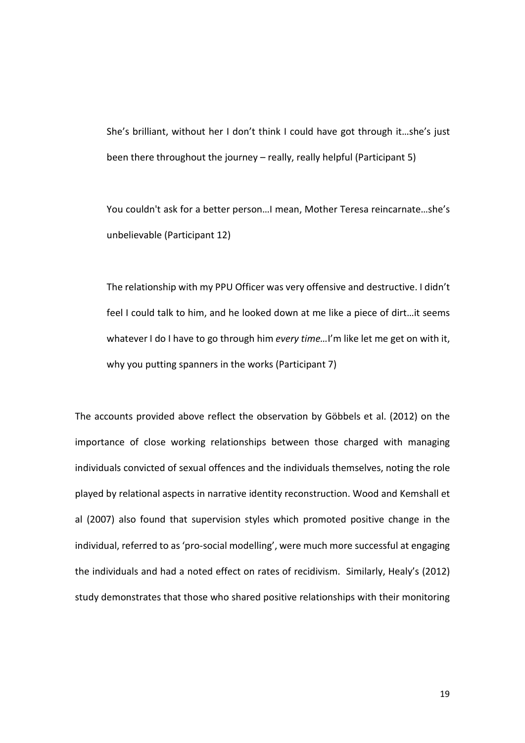> She's brilliant, without her I don't think I could have got through it…she's just been there throughout the journey – really, really helpful (Participant 5)

> You couldn't ask for a better person…I mean, Mother Teresa reincarnate…she's unbelievable (Participant 12)

> The relationship with my PPU Officer was very offensive and destructive. I didn't feel I could talk to him, and he looked down at me like a piece of dirt…it seems whatever I do I have to go through him *every time*…I'm like let me get on with it, why you putting spanners in the works (Participant 7)

The accounts provided above reflect the observation by Göbbels et al. (2012) on the importance of close working relationships between those charged with managing individuals convicted of sexual offences and the individuals themselves, noting the role played by relational aspects in narrative identity reconstruction. Wood and Kemshall et al (2007) also found that supervision styles which promoted positive change in the individual, referred to as 'pro-social modelling', were much more successful at engaging the individuals and had a noted effect on rates of recidivism. Similarly, Healy's (2012) study demonstrates that those who shared positive relationships with their monitoring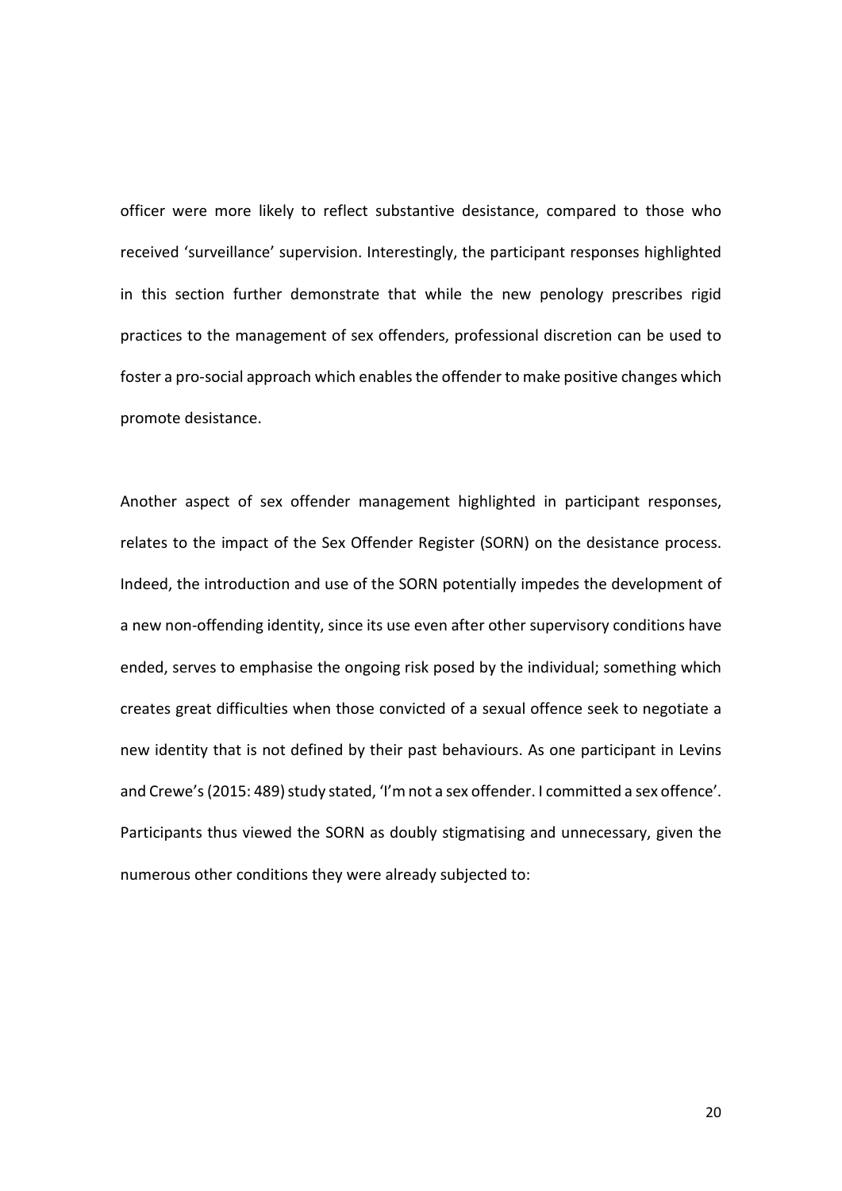officer were more likely to reflect substantive desistance, compared to those who received 'surveillance' supervision. Interestingly, the participant responses highlighted in this section further demonstrate that while the new penology prescribes rigid practices to the management of sex offenders, professional discretion can be used to foster a pro-social approach which enables the offender to make positive changes which promote desistance.

Another aspect of sex offender management highlighted in participant responses, relates to the impact of the Sex Offender Register (SORN) on the desistance process. Indeed, the introduction and use of the SORN potentially impedes the development of a new non-offending identity, since its use even after other supervisory conditions have ended, serves to emphasise the ongoing risk posed by the individual; something which creates great difficulties when those convicted of a sexual offence seek to negotiate a new identity that is not defined by their past behaviours. As one participant in Levins and Crewe's (2015: 489) study stated, 'I'm not a sex offender. I committed a sex offence'. Participants thus viewed the SORN as doubly stigmatising and unnecessary, given the numerous other conditions they were already subjected to: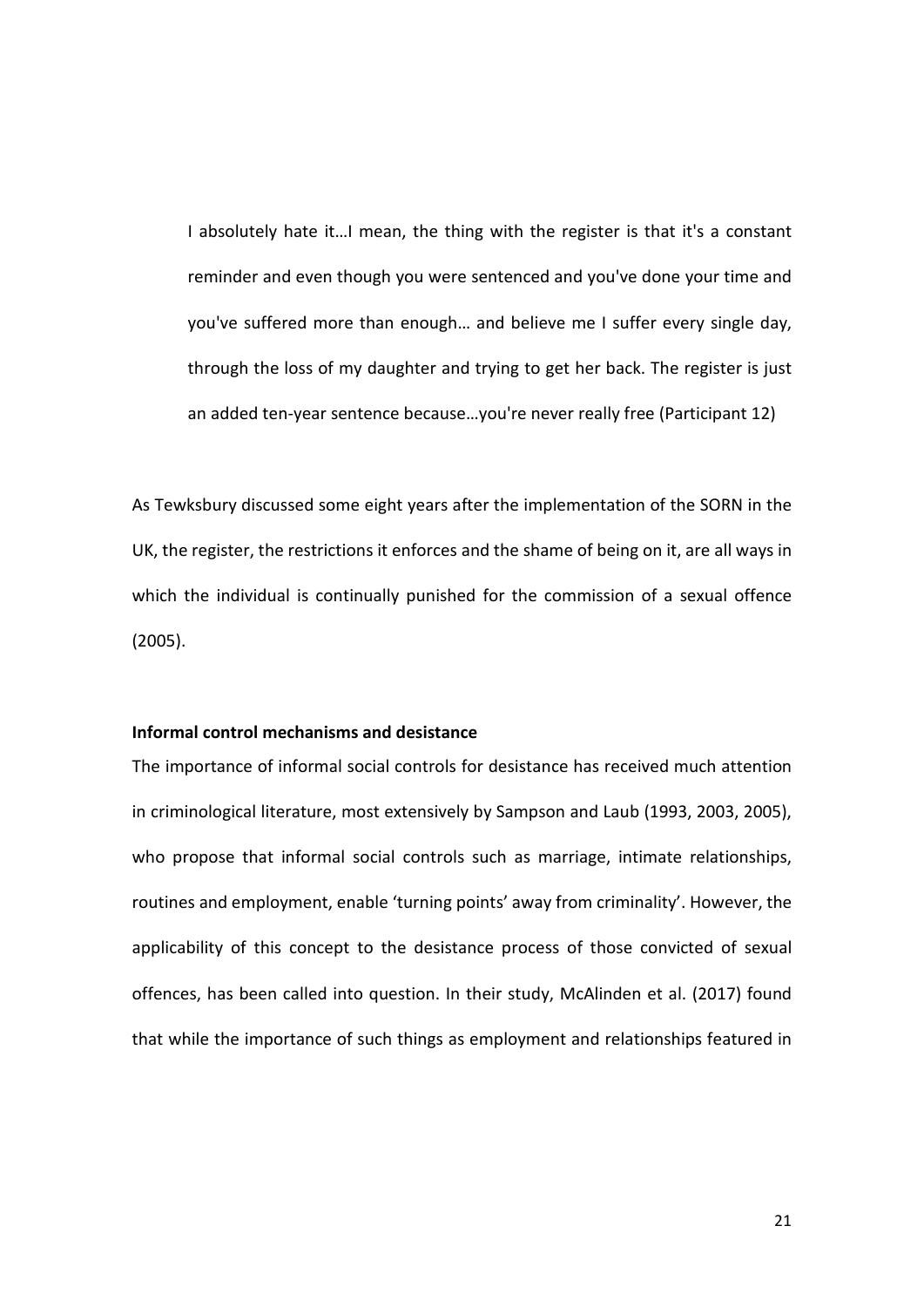> I absolutely hate it…I mean, the thing with the register is that it's a constant reminder and even though you were sentenced and you've done your time and you've suffered more than enough… and believe me I suffer every single day, through the loss of my daughter and trying to get her back. The register is just an added ten-year sentence because…you're never really free (Participant 12)

As Tewksbury discussed some eight years after the implementation of the SORN in the UK, the register, the restrictions it enforces and the shame of being on it, are all ways in which the individual is continually punished for the commission of a sexual offence (2005).

**Informal control mechanisms and desistance**

The importance of informal social controls for desistance has received much attention in criminological literature, most extensively by Sampson and Laub (1993, 2003, 2005), who propose that informal social controls such as marriage, intimate relationships, routines and employment, enable 'turning points' away from criminality'. However, the applicability of this concept to the desistance process of those convicted of sexual offences, has been called into question. In their study, McAlinden et al. (2017) found that while the importance of such things as employment and relationships featured in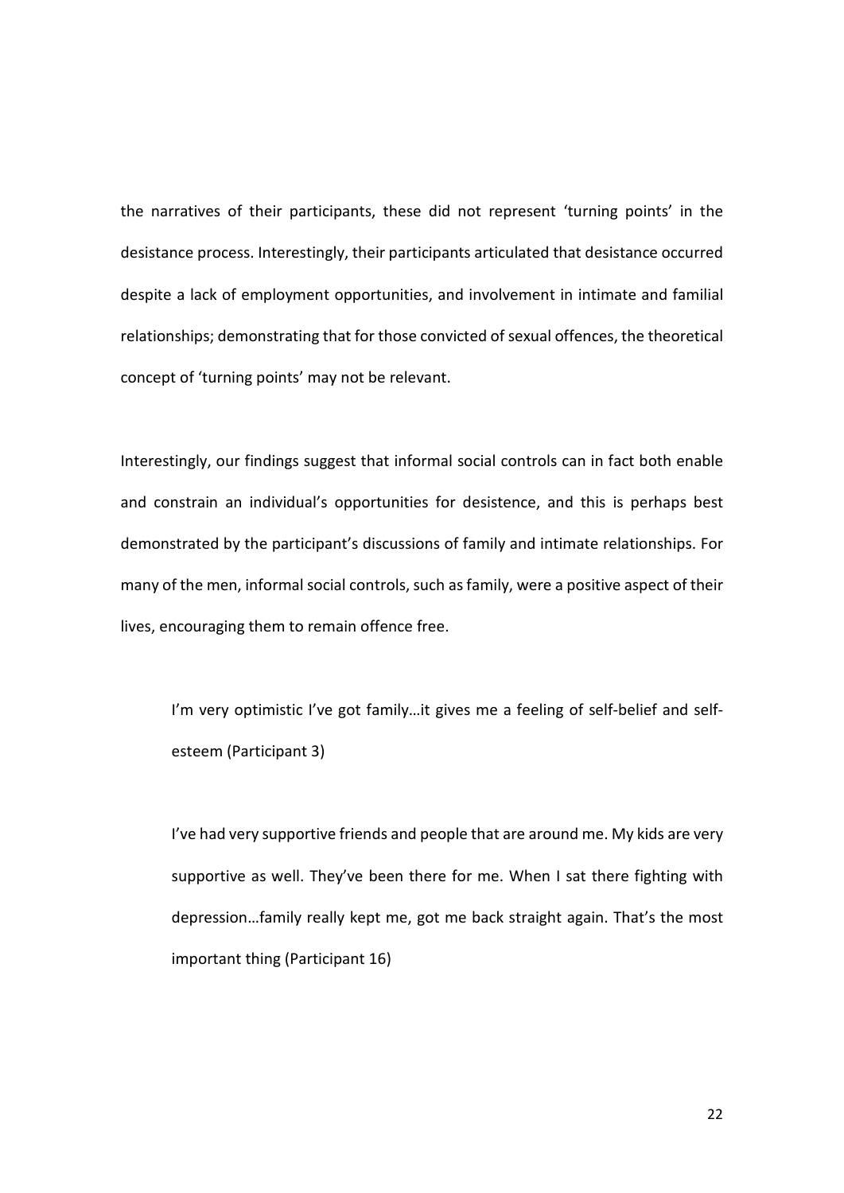the narratives of their participants, these did not represent 'turning points' in the desistance process. Interestingly, their participants articulated that desistance occurred despite a lack of employment opportunities, and involvement in intimate and familial relationships; demonstrating that for those convicted of sexual offences, the theoretical concept of 'turning points' may not be relevant.

Interestingly, our findings suggest that informal social controls can in fact both enable and constrain an individual's opportunities for desistence, and this is perhaps best demonstrated by the participant's discussions of family and intimate relationships. For many of the men, informal social controls, such as family, were a positive aspect of their lives, encouraging them to remain offence free.

> I'm very optimistic I've got family…it gives me a feeling of self-belief and self-esteem (Participant 3)

> I've had very supportive friends and people that are around me. My kids are very supportive as well. They've been there for me. When I sat there fighting with depression…family really kept me, got me back straight again. That's the most important thing (Participant 16)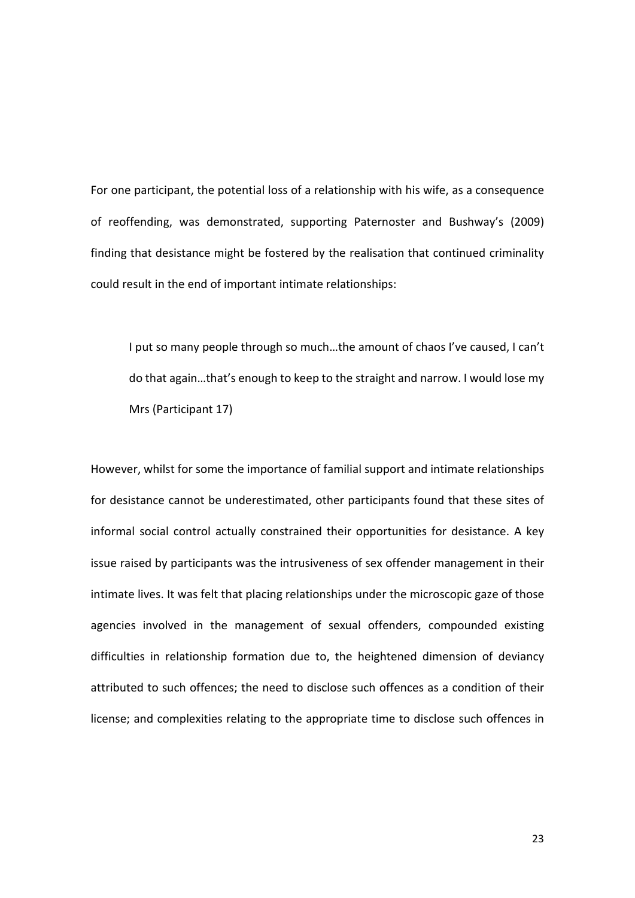For one participant, the potential loss of a relationship with his wife, as a consequence of reoffending, was demonstrated, supporting Paternoster and Bushway's (2009) finding that desistance might be fostered by the realisation that continued criminality could result in the end of important intimate relationships:

> I put so many people through so much…the amount of chaos I've caused, I can't do that again…that's enough to keep to the straight and narrow. I would lose my Mrs (Participant 17)

However, whilst for some the importance of familial support and intimate relationships for desistance cannot be underestimated, other participants found that these sites of informal social control actually constrained their opportunities for desistance. A key issue raised by participants was the intrusiveness of sex offender management in their intimate lives. It was felt that placing relationships under the microscopic gaze of those agencies involved in the management of sexual offenders, compounded existing difficulties in relationship formation due to, the heightened dimension of deviancy attributed to such offences; the need to disclose such offences as a condition of their license; and complexities relating to the appropriate time to disclose such offences in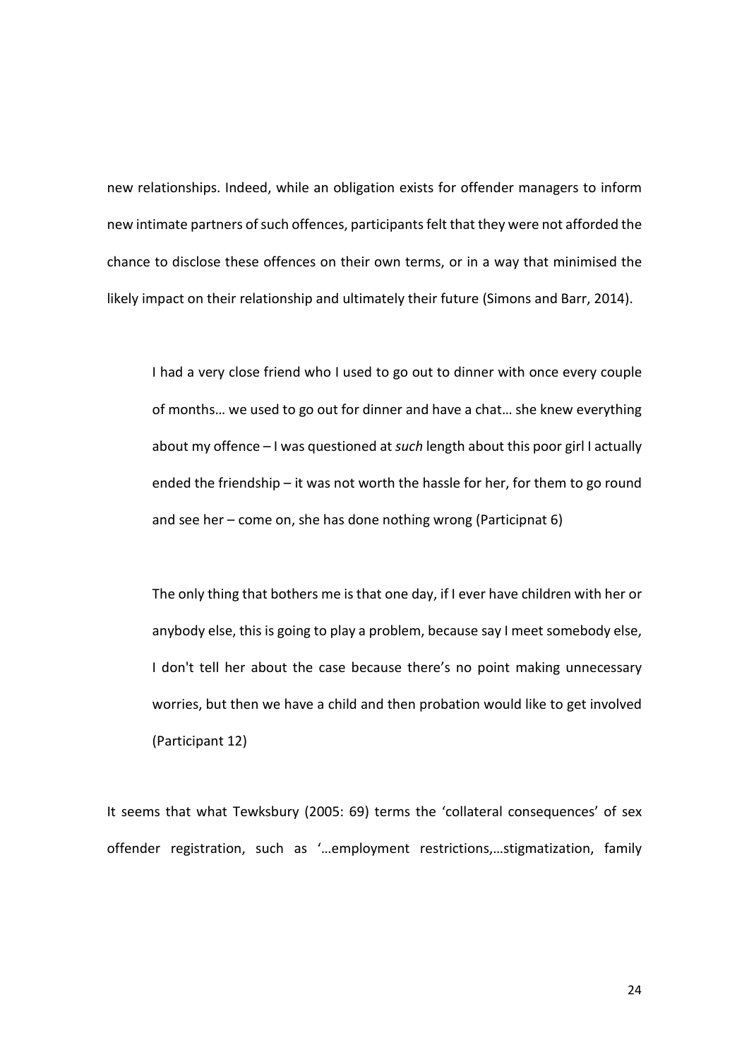new relationships. Indeed, while an obligation exists for offender managers to inform new intimate partners of such offences, participants felt that they were not afforded the chance to disclose these offences on their own terms, or in a way that minimised the likely impact on their relationship and ultimately their future (Simons and Barr, 2014).

> I had a very close friend who I used to go out to dinner with once every couple of months… we used to go out for dinner and have a chat… she knew everything about my offence – I was questioned at *such* length about this poor girl I actually ended the friendship – it was not worth the hassle for her, for them to go round and see her – come on, she has done nothing wrong (Participnat 6)

> The only thing that bothers me is that one day, if I ever have children with her or anybody else, this is going to play a problem, because say I meet somebody else, I don't tell her about the case because there's no point making unnecessary worries, but then we have a child and then probation would like to get involved (Participant 12)

It seems that what Tewksbury (2005: 69) terms the 'collateral consequences' of sex offender registration, such as '…employment restrictions,…stigmatization, family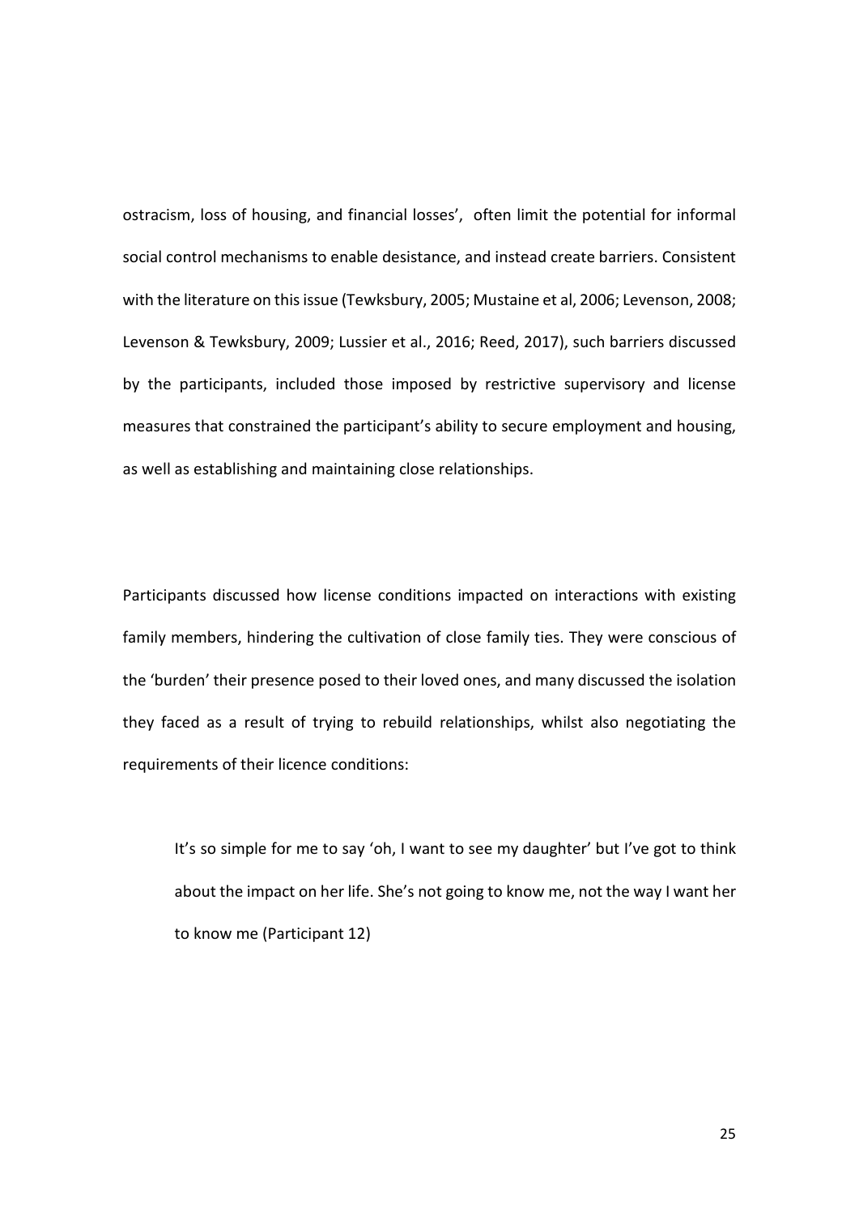ostracism, loss of housing, and financial losses', often limit the potential for informal social control mechanisms to enable desistance, and instead create barriers. Consistent with the literature on this issue (Tewksbury, 2005; Mustaine et al, 2006; Levenson, 2008; Levenson & Tewksbury, 2009; Lussier et al., 2016; Reed, 2017), such barriers discussed by the participants, included those imposed by restrictive supervisory and license measures that constrained the participant's ability to secure employment and housing, as well as establishing and maintaining close relationships.

Participants discussed how license conditions impacted on interactions with existing family members, hindering the cultivation of close family ties. They were conscious of the 'burden' their presence posed to their loved ones, and many discussed the isolation they faced as a result of trying to rebuild relationships, whilst also negotiating the requirements of their licence conditions:

> It's so simple for me to say 'oh, I want to see my daughter' but I've got to think about the impact on her life. She's not going to know me, not the way I want her to know me (Participant 12)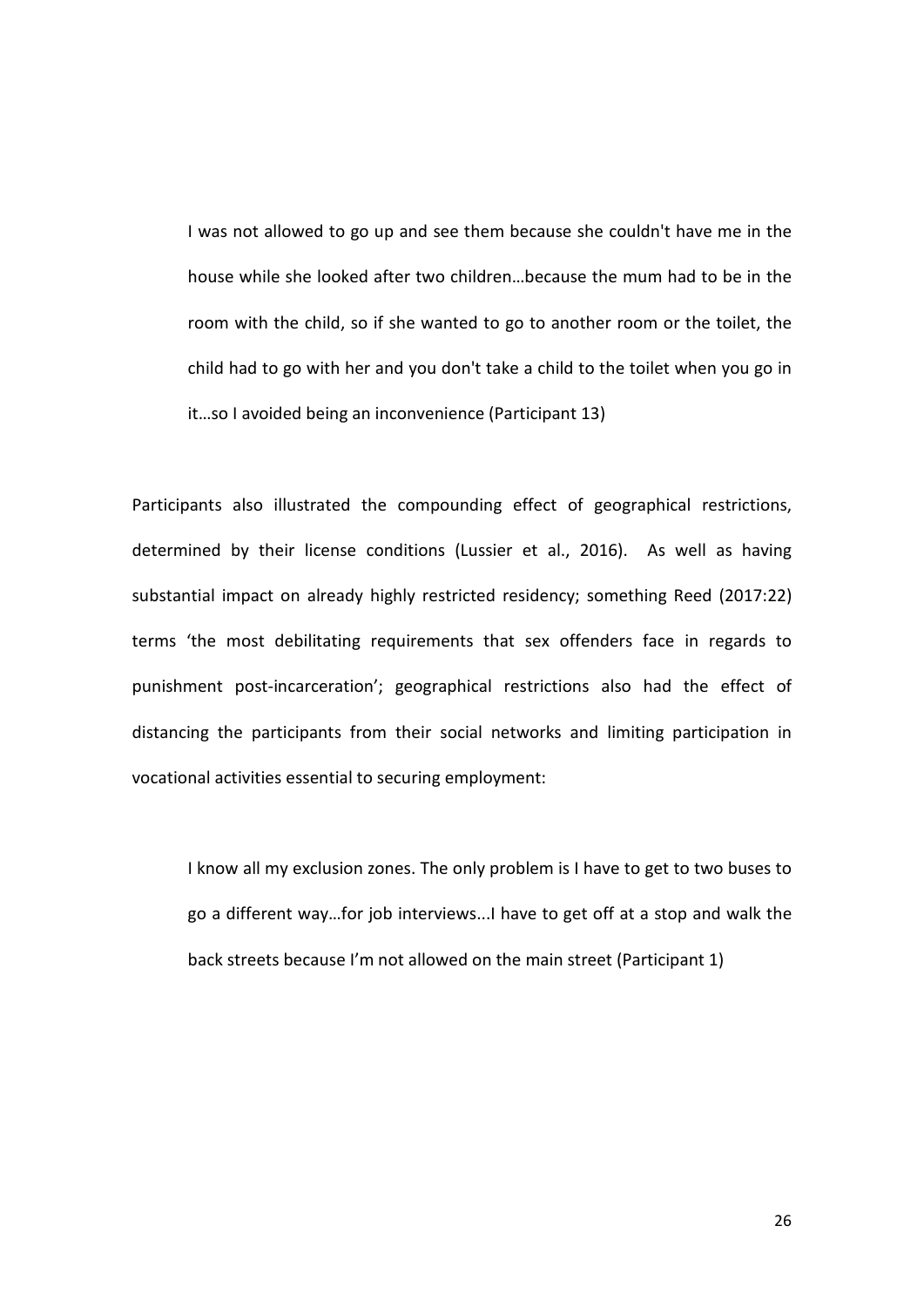> I was not allowed to go up and see them because she couldn't have me in the house while she looked after two children…because the mum had to be in the room with the child, so if she wanted to go to another room or the toilet, the child had to go with her and you don't take a child to the toilet when you go in it…so I avoided being an inconvenience (Participant 13)

Participants also illustrated the compounding effect of geographical restrictions, determined by their license conditions (Lussier et al., 2016). As well as having substantial impact on already highly restricted residency; something Reed (2017:22) terms 'the most debilitating requirements that sex offenders face in regards to punishment post-incarceration'; geographical restrictions also had the effect of distancing the participants from their social networks and limiting participation in vocational activities essential to securing employment:

> I know all my exclusion zones. The only problem is I have to get to two buses to go a different way…for job interviews...I have to get off at a stop and walk the back streets because I'm not allowed on the main street (Participant 1)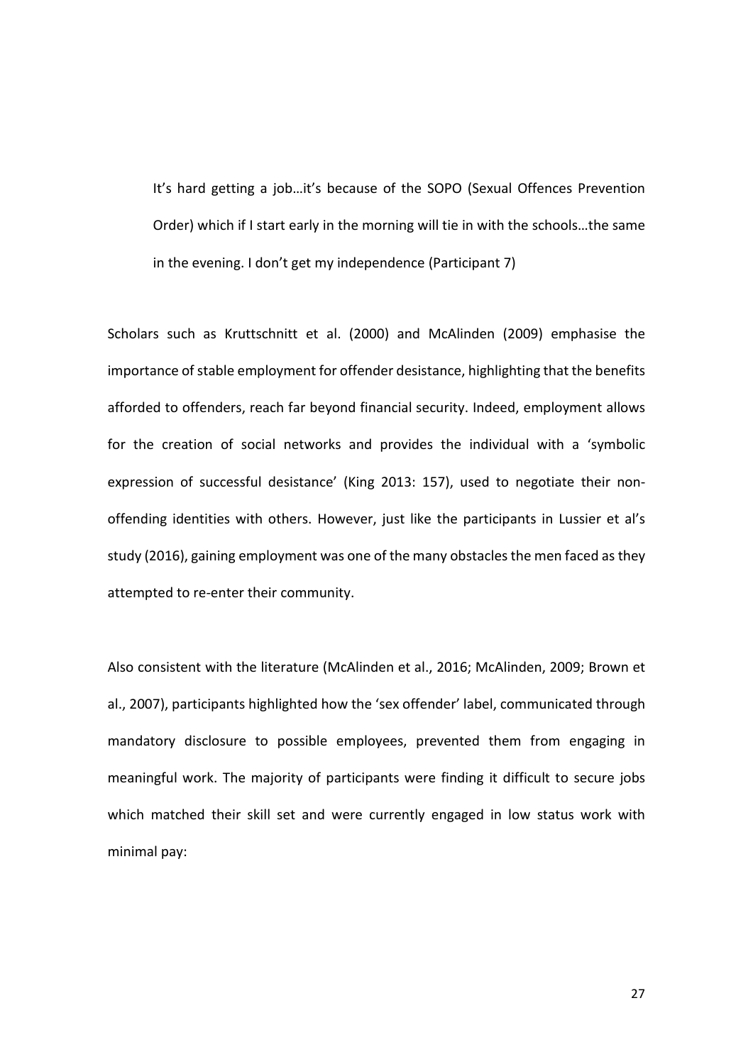> It's hard getting a job…it's because of the SOPO (Sexual Offences Prevention Order) which if I start early in the morning will tie in with the schools…the same in the evening. I don't get my independence (Participant 7)

Scholars such as Kruttschnitt et al. (2000) and McAlinden (2009) emphasise the importance of stable employment for offender desistance, highlighting that the benefits afforded to offenders, reach far beyond financial security. Indeed, employment allows for the creation of social networks and provides the individual with a 'symbolic expression of successful desistance' (King 2013: 157), used to negotiate their non-offending identities with others. However, just like the participants in Lussier et al's study (2016), gaining employment was one of the many obstacles the men faced as they attempted to re-enter their community.

Also consistent with the literature (McAlinden et al., 2016; McAlinden, 2009; Brown et al., 2007), participants highlighted how the 'sex offender' label, communicated through mandatory disclosure to possible employees, prevented them from engaging in meaningful work. The majority of participants were finding it difficult to secure jobs which matched their skill set and were currently engaged in low status work with minimal pay: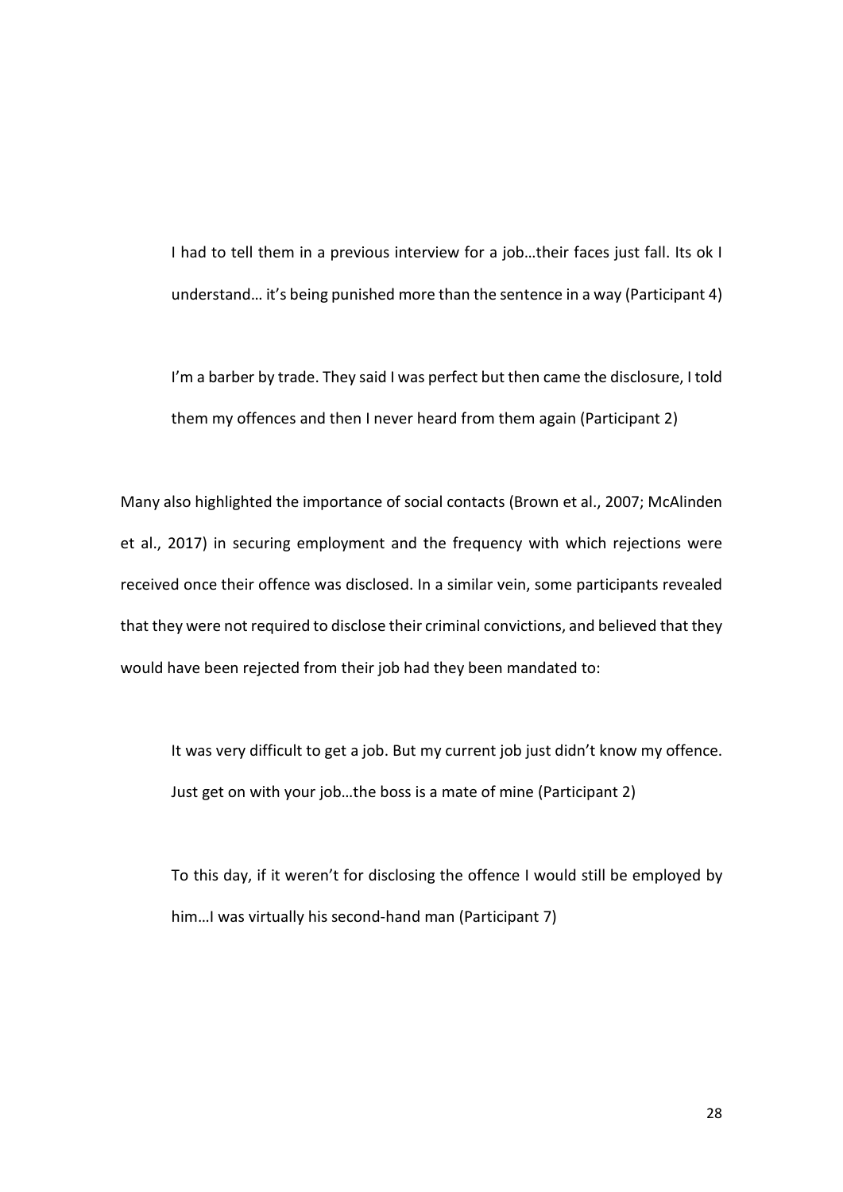> I had to tell them in a previous interview for a job…their faces just fall. Its ok I understand… it's being punished more than the sentence in a way (Participant 4)

> I'm a barber by trade. They said I was perfect but then came the disclosure, I told them my offences and then I never heard from them again (Participant 2)

Many also highlighted the importance of social contacts (Brown et al., 2007; McAlinden et al., 2017) in securing employment and the frequency with which rejections were received once their offence was disclosed. In a similar vein, some participants revealed that they were not required to disclose their criminal convictions, and believed that they would have been rejected from their job had they been mandated to:

> It was very difficult to get a job. But my current job just didn't know my offence. Just get on with your job…the boss is a mate of mine (Participant 2)

> To this day, if it weren't for disclosing the offence I would still be employed by him…I was virtually his second-hand man (Participant 7)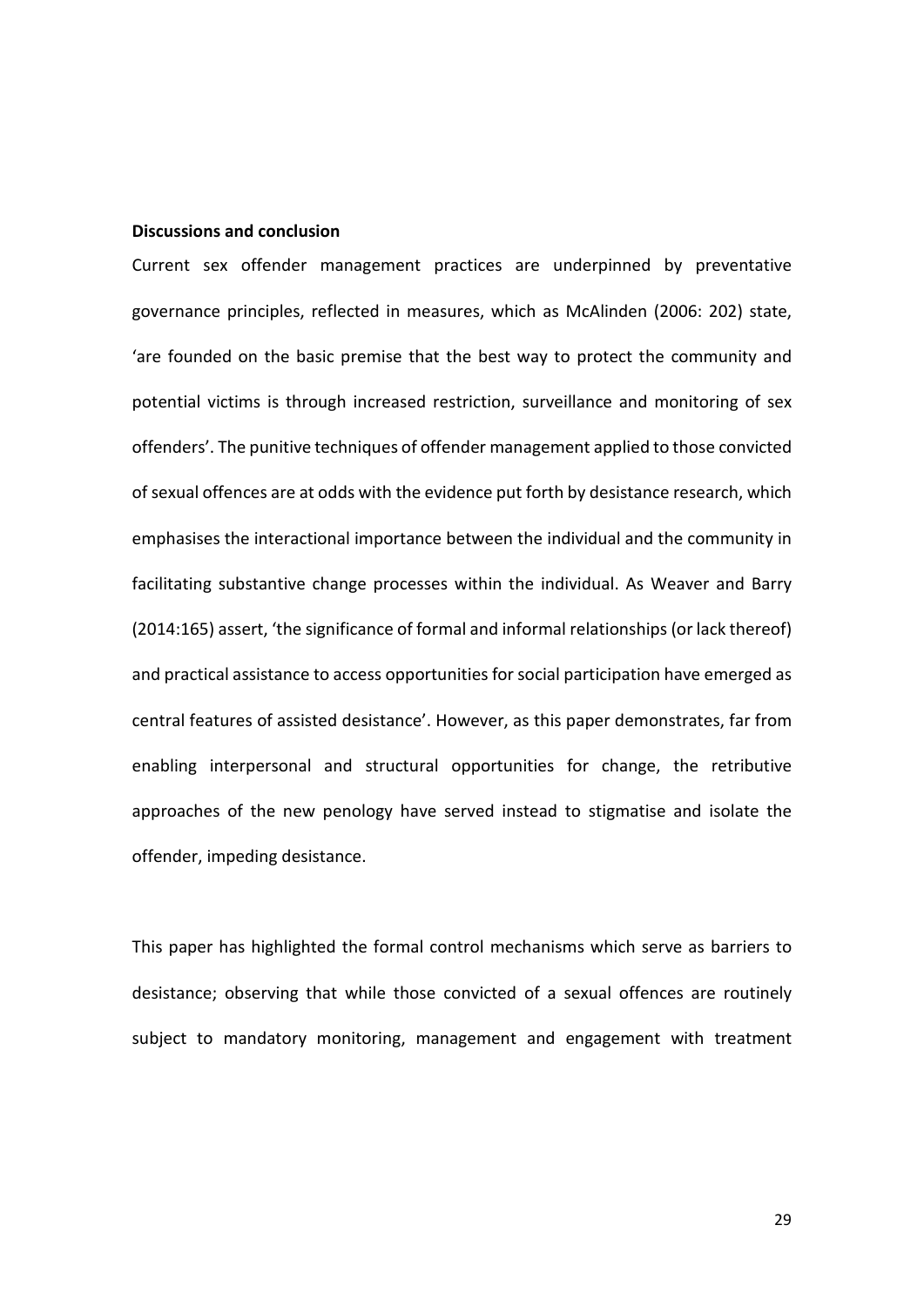**Discussions and conclusion**

Current sex offender management practices are underpinned by preventative governance principles, reflected in measures, which as McAlinden (2006: 202) state, 'are founded on the basic premise that the best way to protect the community and potential victims is through increased restriction, surveillance and monitoring of sex offenders'. The punitive techniques of offender management applied to those convicted of sexual offences are at odds with the evidence put forth by desistance research, which emphasises the interactional importance between the individual and the community in facilitating substantive change processes within the individual. As Weaver and Barry (2014:165) assert, 'the significance of formal and informal relationships (or lack thereof) and practical assistance to access opportunities for social participation have emerged as central features of assisted desistance'. However, as this paper demonstrates, far from enabling interpersonal and structural opportunities for change, the retributive approaches of the new penology have served instead to stigmatise and isolate the offender, impeding desistance.

This paper has highlighted the formal control mechanisms which serve as barriers to desistance; observing that while those convicted of a sexual offences are routinely subject to mandatory monitoring, management and engagement with treatment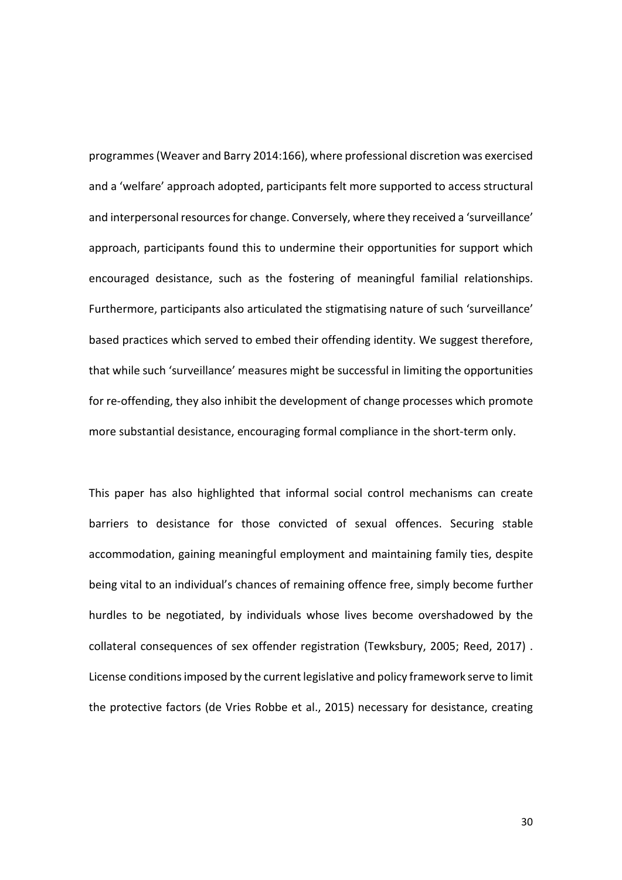programmes (Weaver and Barry 2014:166), where professional discretion was exercised and a 'welfare' approach adopted, participants felt more supported to access structural and interpersonal resources for change. Conversely, where they received a 'surveillance' approach, participants found this to undermine their opportunities for support which encouraged desistance, such as the fostering of meaningful familial relationships. Furthermore, participants also articulated the stigmatising nature of such 'surveillance' based practices which served to embed their offending identity. We suggest therefore, that while such 'surveillance' measures might be successful in limiting the opportunities for re-offending, they also inhibit the development of change processes which promote more substantial desistance, encouraging formal compliance in the short-term only.

This paper has also highlighted that informal social control mechanisms can create barriers to desistance for those convicted of sexual offences. Securing stable accommodation, gaining meaningful employment and maintaining family ties, despite being vital to an individual's chances of remaining offence free, simply become further hurdles to be negotiated, by individuals whose lives become overshadowed by the collateral consequences of sex offender registration (Tewksbury, 2005; Reed, 2017) . License conditions imposed by the current legislative and policy framework serve to limit the protective factors (de Vries Robbe et al., 2015) necessary for desistance, creating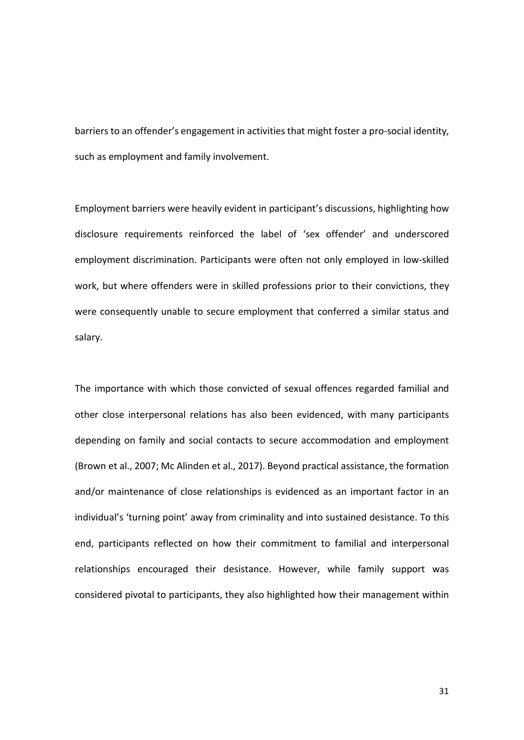barriers to an offender's engagement in activities that might foster a pro-social identity, such as employment and family involvement.

Employment barriers were heavily evident in participant's discussions, highlighting how disclosure requirements reinforced the label of 'sex offender' and underscored employment discrimination. Participants were often not only employed in low-skilled work, but where offenders were in skilled professions prior to their convictions, they were consequently unable to secure employment that conferred a similar status and salary.

The importance with which those convicted of sexual offences regarded familial and other close interpersonal relations has also been evidenced, with many participants depending on family and social contacts to secure accommodation and employment (Brown et al., 2007; Mc Alinden et al., 2017). Beyond practical assistance, the formation and/or maintenance of close relationships is evidenced as an important factor in an individual's 'turning point' away from criminality and into sustained desistance. To this end, participants reflected on how their commitment to familial and interpersonal relationships encouraged their desistance. However, while family support was considered pivotal to participants, they also highlighted how their management within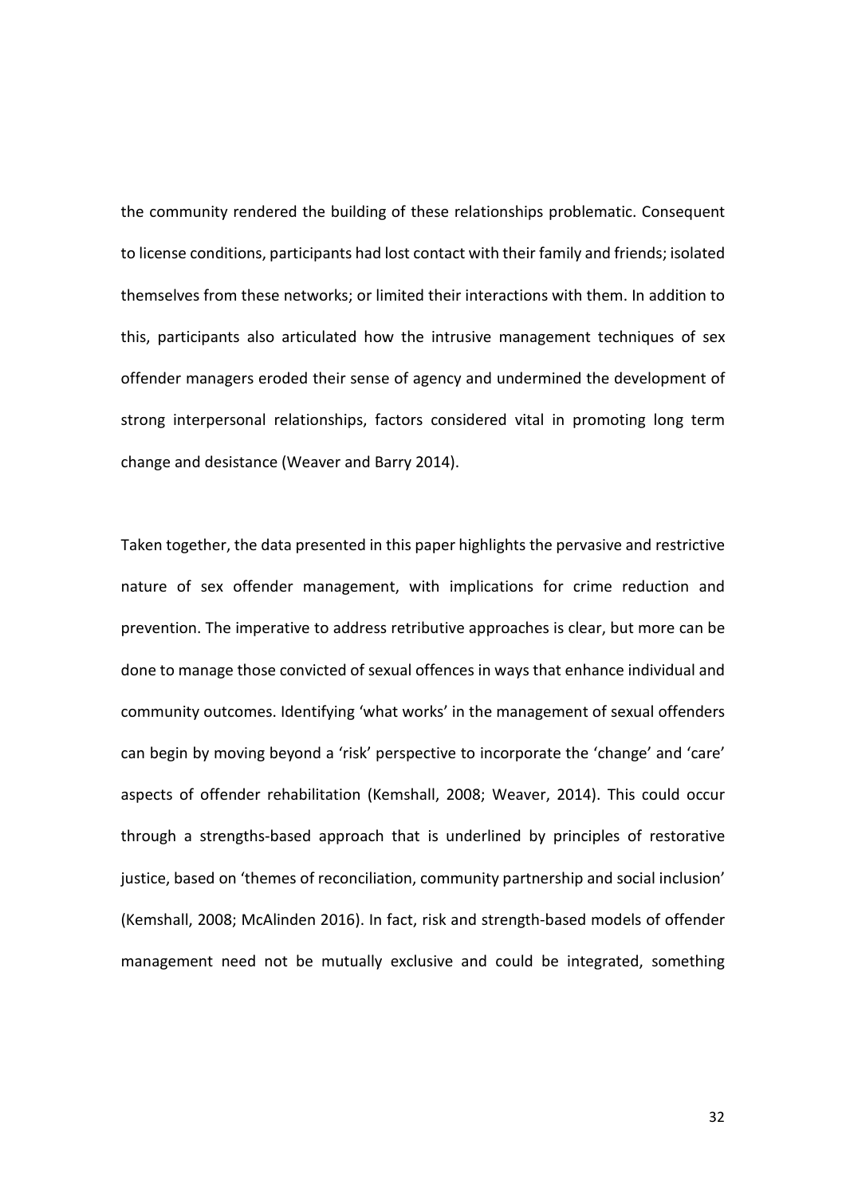the community rendered the building of these relationships problematic. Consequent to license conditions, participants had lost contact with their family and friends; isolated themselves from these networks; or limited their interactions with them. In addition to this, participants also articulated how the intrusive management techniques of sex offender managers eroded their sense of agency and undermined the development of strong interpersonal relationships, factors considered vital in promoting long term change and desistance (Weaver and Barry 2014).

Taken together, the data presented in this paper highlights the pervasive and restrictive nature of sex offender management, with implications for crime reduction and prevention. The imperative to address retributive approaches is clear, but more can be done to manage those convicted of sexual offences in ways that enhance individual and community outcomes. Identifying 'what works' in the management of sexual offenders can begin by moving beyond a 'risk' perspective to incorporate the 'change' and 'care' aspects of offender rehabilitation (Kemshall, 2008; Weaver, 2014). This could occur through a strengths-based approach that is underlined by principles of restorative justice, based on 'themes of reconciliation, community partnership and social inclusion' (Kemshall, 2008; McAlinden 2016). In fact, risk and strength-based models of offender management need not be mutually exclusive and could be integrated, something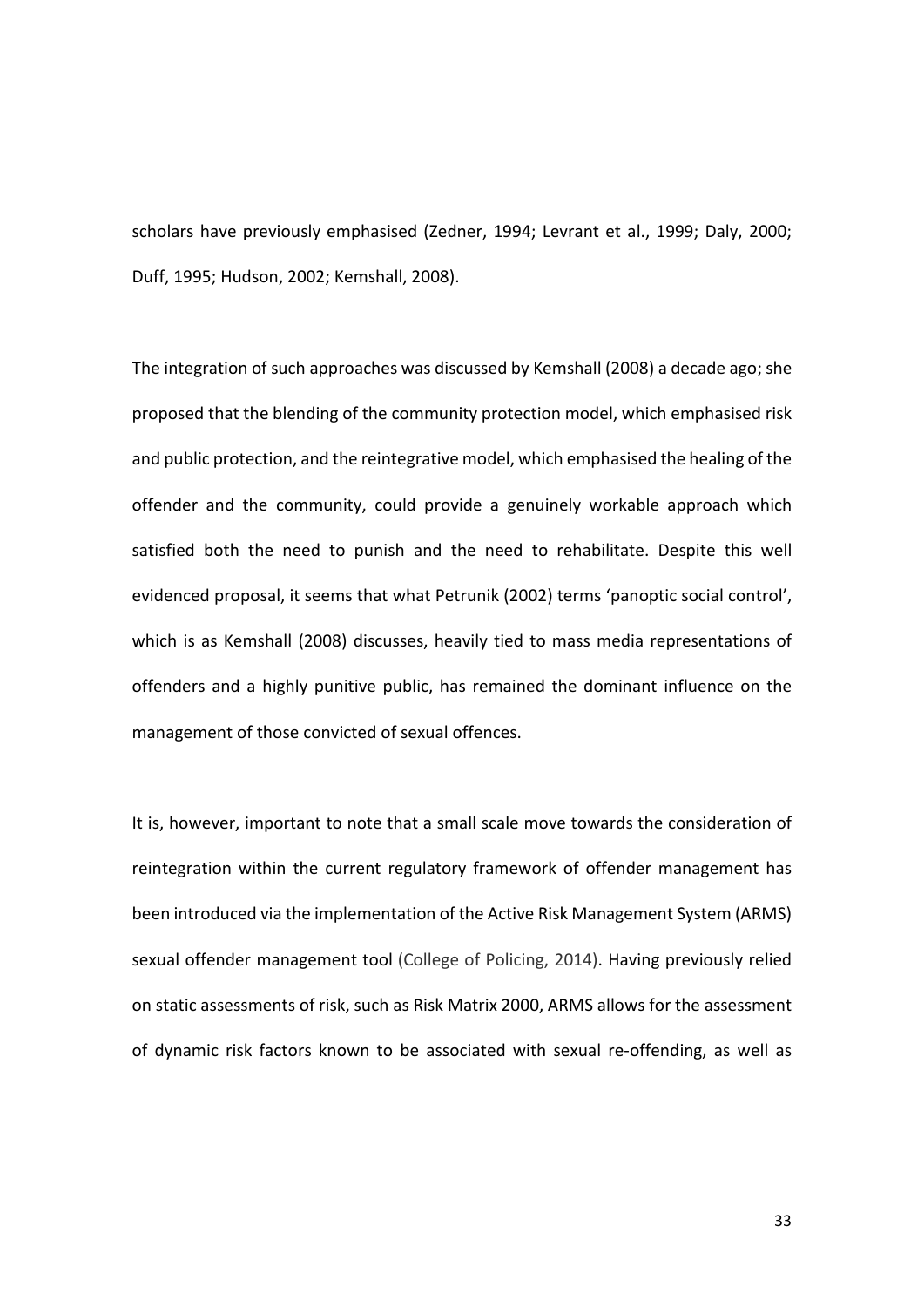scholars have previously emphasised (Zedner, 1994; Levrant et al., 1999; Daly, 2000; Duff, 1995; Hudson, 2002; Kemshall, 2008).

The integration of such approaches was discussed by Kemshall (2008) a decade ago; she proposed that the blending of the community protection model, which emphasised risk and public protection, and the reintegrative model, which emphasised the healing of the offender and the community, could provide a genuinely workable approach which satisfied both the need to punish and the need to rehabilitate. Despite this well evidenced proposal, it seems that what Petrunik (2002) terms 'panoptic social control', which is as Kemshall (2008) discusses, heavily tied to mass media representations of offenders and a highly punitive public, has remained the dominant influence on the management of those convicted of sexual offences.

It is, however, important to note that a small scale move towards the consideration of reintegration within the current regulatory framework of offender management has been introduced via the implementation of the Active Risk Management System (ARMS) sexual offender management tool (College of Policing, 2014). Having previously relied on static assessments of risk, such as Risk Matrix 2000, ARMS allows for the assessment of dynamic risk factors known to be associated with sexual re-offending, as well as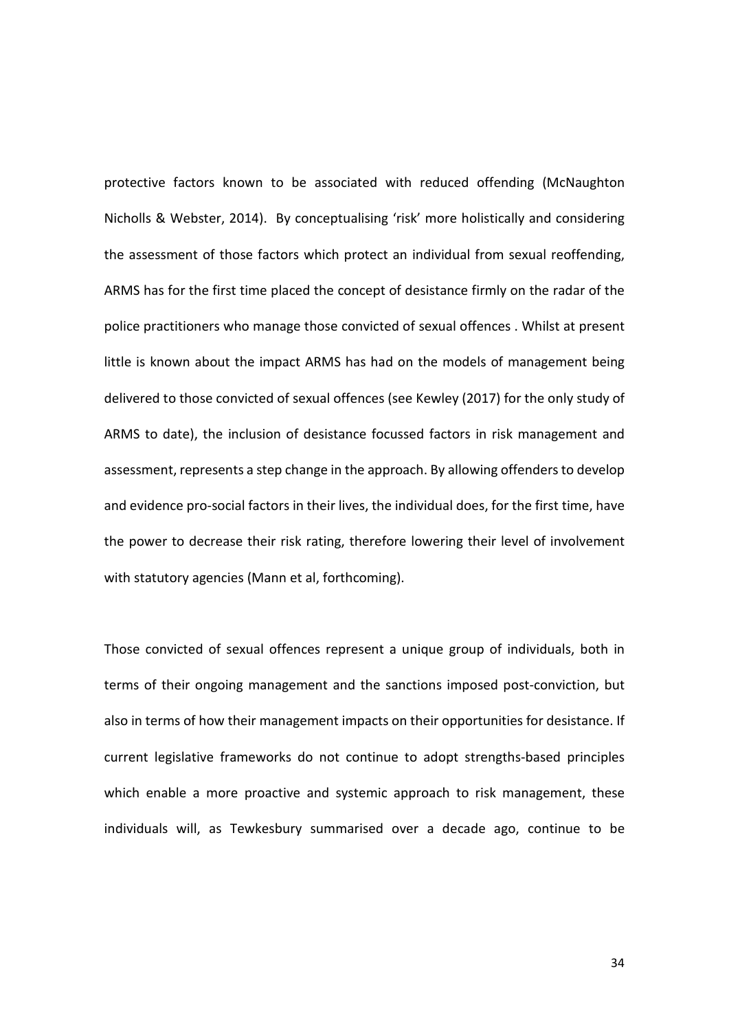protective factors known to be associated with reduced offending (McNaughton Nicholls & Webster, 2014). By conceptualising 'risk' more holistically and considering the assessment of those factors which protect an individual from sexual reoffending, ARMS has for the first time placed the concept of desistance firmly on the radar of the police practitioners who manage those convicted of sexual offences . Whilst at present little is known about the impact ARMS has had on the models of management being delivered to those convicted of sexual offences (see Kewley (2017) for the only study of ARMS to date), the inclusion of desistance focussed factors in risk management and assessment, represents a step change in the approach. By allowing offenders to develop and evidence pro-social factors in their lives, the individual does, for the first time, have the power to decrease their risk rating, therefore lowering their level of involvement with statutory agencies (Mann et al, forthcoming).

Those convicted of sexual offences represent a unique group of individuals, both in terms of their ongoing management and the sanctions imposed post-conviction, but also in terms of how their management impacts on their opportunities for desistance. If current legislative frameworks do not continue to adopt strengths-based principles which enable a more proactive and systemic approach to risk management, these individuals will, as Tewkesbury summarised over a decade ago, continue to be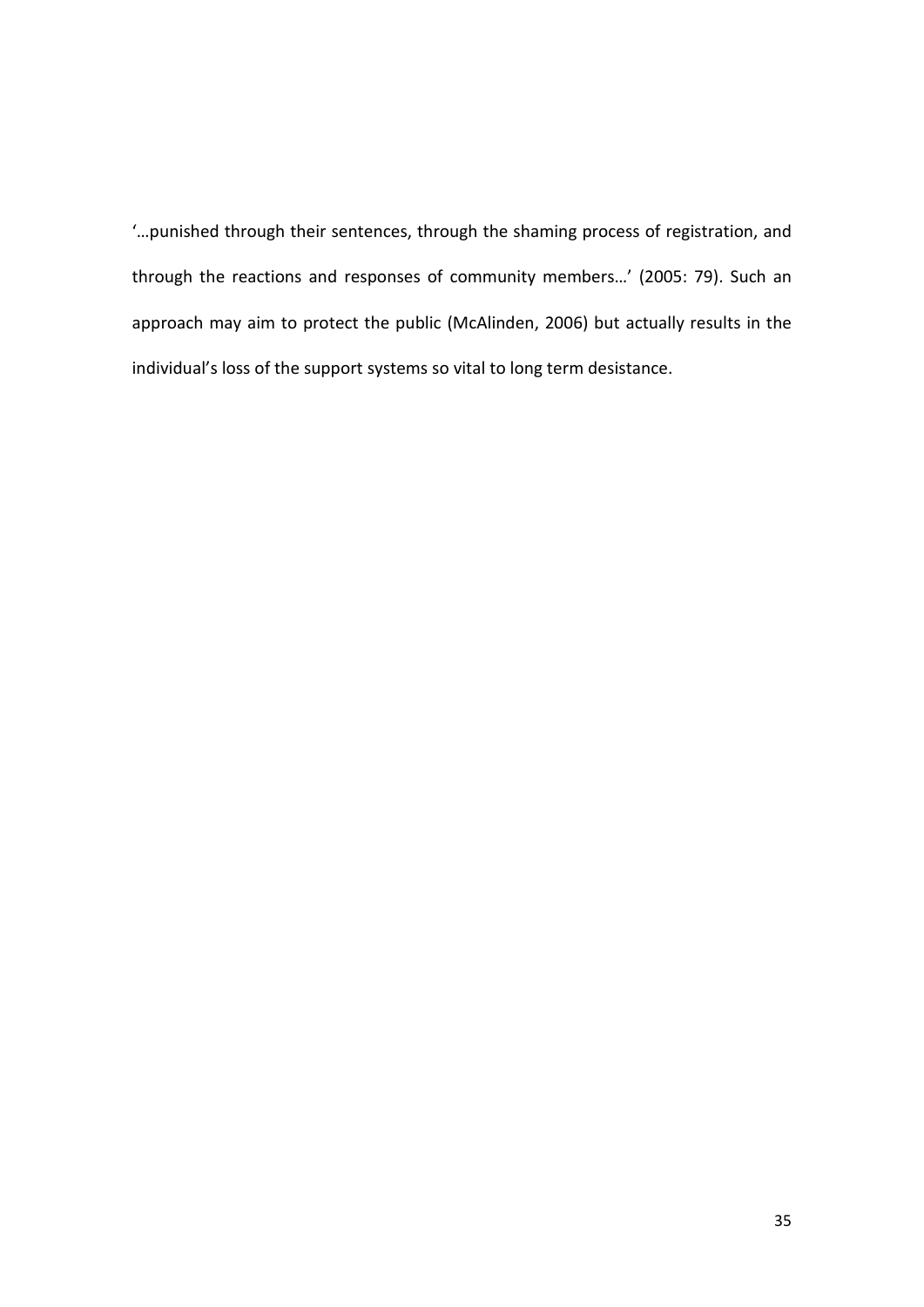'…punished through their sentences, through the shaming process of registration, and through the reactions and responses of community members…' (2005: 79). Such an approach may aim to protect the public (McAlinden, 2006) but actually results in the individual's loss of the support systems so vital to long term desistance.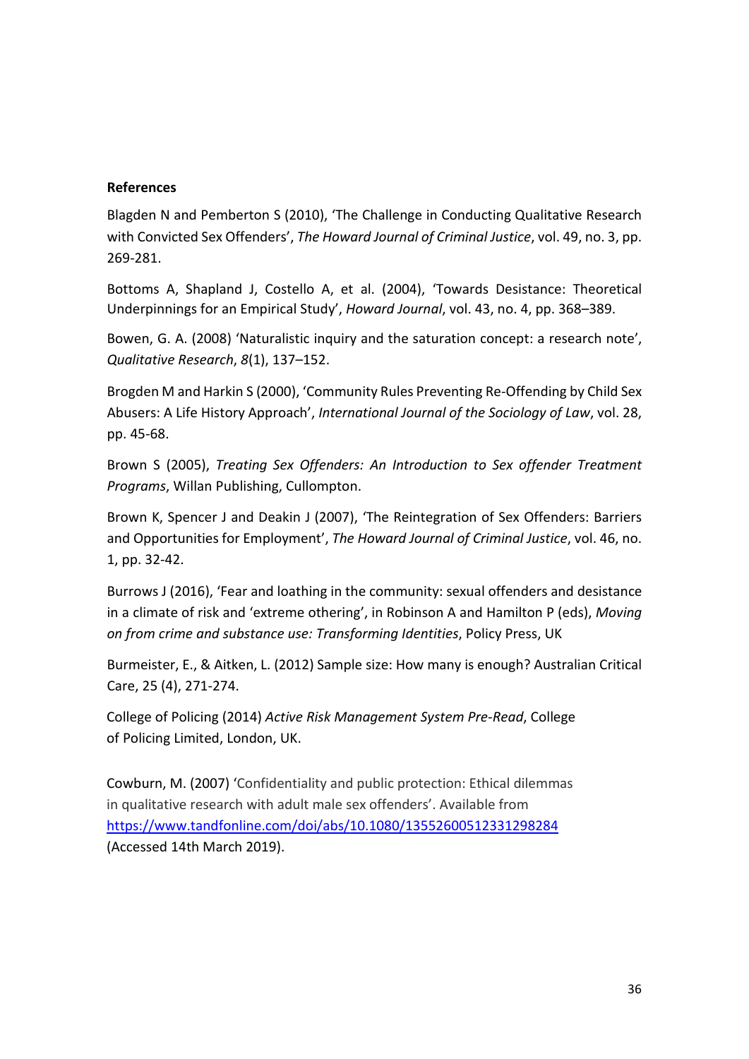**References**

Blagden N and Pemberton S (2010), 'The Challenge in Conducting Qualitative Research with Convicted Sex Offenders', *The Howard Journal of Criminal Justice*, vol. 49, no. 3, pp. 269-281.

Bottoms A, Shapland J, Costello A, et al. (2004), 'Towards Desistance: Theoretical Underpinnings for an Empirical Study', *Howard Journal*, vol. 43, no. 4, pp. 368–389.

Bowen, G. A. (2008) 'Naturalistic inquiry and the saturation concept: a research note', *Qualitative Research*, *8*(1), 137–152.

Brogden M and Harkin S (2000), 'Community Rules Preventing Re-Offending by Child Sex Abusers: A Life History Approach', *International Journal of the Sociology of Law*, vol. 28, pp. 45-68.

Brown S (2005), *Treating Sex Offenders: An Introduction to Sex offender Treatment Programs*, Willan Publishing, Cullompton.

Brown K, Spencer J and Deakin J (2007), 'The Reintegration of Sex Offenders: Barriers and Opportunities for Employment', *The Howard Journal of Criminal Justice*, vol. 46, no. 1, pp. 32-42.

Burrows J (2016), 'Fear and loathing in the community: sexual offenders and desistance in a climate of risk and 'extreme othering', in Robinson A and Hamilton P (eds), *Moving on from crime and substance use: Transforming Identities*, Policy Press, UK

Burmeister, E., & Aitken, L. (2012) Sample size: How many is enough? Australian Critical Care, 25 (4), 271-274.

College of Policing (2014) *Active Risk Management System Pre-Read*, College of Policing Limited, London, UK.

Cowburn, M. (2007) 'Confidentiality and public protection: Ethical dilemmas in qualitative research with adult male sex offenders'. Available from https://www.tandfonline.com/doi/abs/10.1080/13552600512331298284 (Accessed 14th March 2019).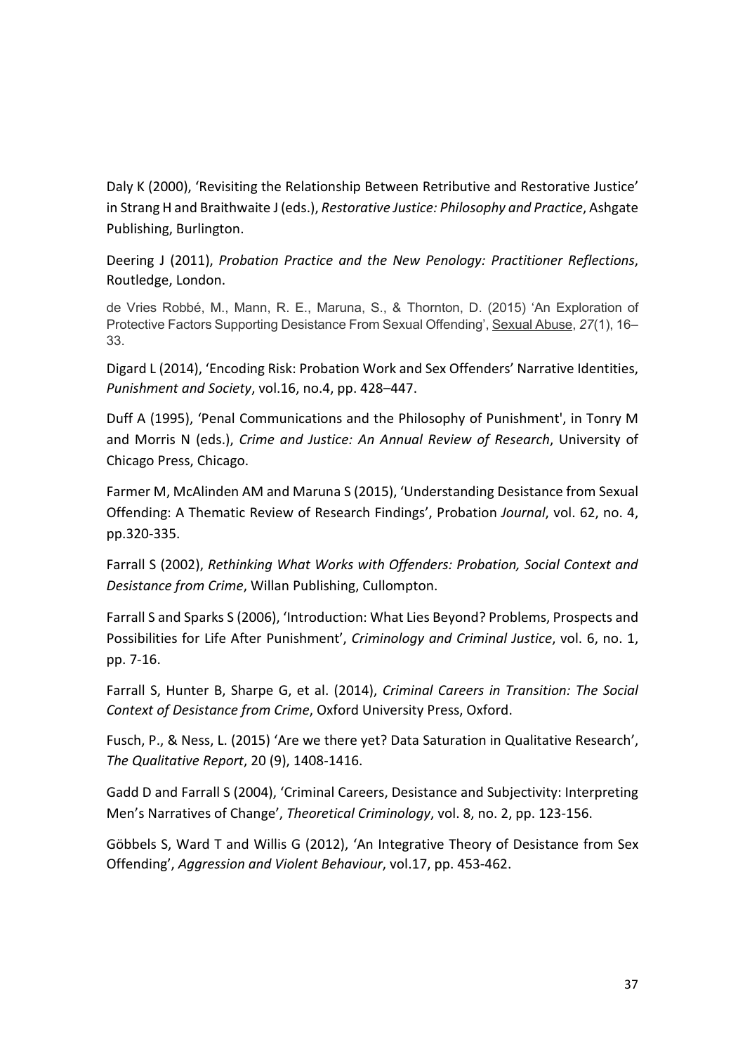Daly K (2000), 'Revisiting the Relationship Between Retributive and Restorative Justice' in Strang H and Braithwaite J (eds.), *Restorative Justice: Philosophy and Practice*, Ashgate Publishing, Burlington.

Deering J (2011), *Probation Practice and the New Penology: Practitioner Reflections*, Routledge, London.

de Vries Robbé, M., Mann, R. E., Maruna, S., & Thornton, D. (2015) 'An Exploration of Protective Factors Supporting Desistance From Sexual Offending', Sexual Abuse, *27*(1), 16–33.

Digard L (2014), 'Encoding Risk: Probation Work and Sex Offenders' Narrative Identities, *Punishment and Society*, vol.16, no.4, pp. 428–447.

Duff A (1995), 'Penal Communications and the Philosophy of Punishment', in Tonry M and Morris N (eds.), *Crime and Justice: An Annual Review of Research*, University of Chicago Press, Chicago.

Farmer M, McAlinden AM and Maruna S (2015), 'Understanding Desistance from Sexual Offending: A Thematic Review of Research Findings', Probation *Journal*, vol. 62, no. 4, pp.320-335.

Farrall S (2002), *Rethinking What Works with Offenders: Probation, Social Context and Desistance from Crime*, Willan Publishing, Cullompton.

Farrall S and Sparks S (2006), 'Introduction: What Lies Beyond? Problems, Prospects and Possibilities for Life After Punishment', *Criminology and Criminal Justice*, vol. 6, no. 1, pp. 7-16.

Farrall S, Hunter B, Sharpe G, et al. (2014), *Criminal Careers in Transition: The Social Context of Desistance from Crime*, Oxford University Press, Oxford.

Fusch, P., & Ness, L. (2015) 'Are we there yet? Data Saturation in Qualitative Research', *The Qualitative Report*, 20 (9), 1408-1416.

Gadd D and Farrall S (2004), 'Criminal Careers, Desistance and Subjectivity: Interpreting Men's Narratives of Change', *Theoretical Criminology*, vol. 8, no. 2, pp. 123-156.

Göbbels S, Ward T and Willis G (2012), 'An Integrative Theory of Desistance from Sex Offending', *Aggression and Violent Behaviour*, vol.17, pp. 453-462.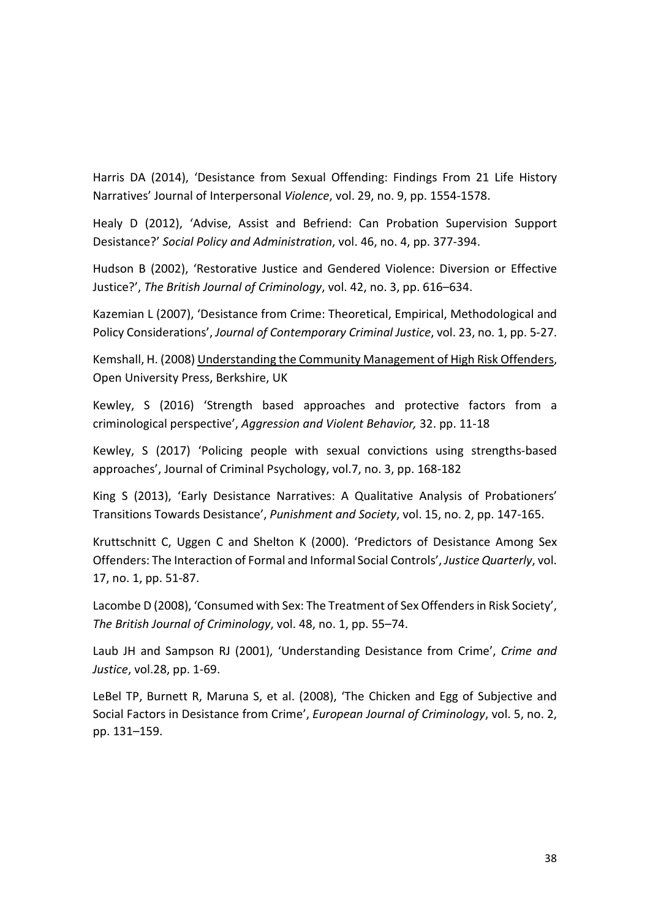Harris DA (2014), 'Desistance from Sexual Offending: Findings From 21 Life History Narratives' Journal of Interpersonal *Violence*, vol. 29, no. 9, pp. 1554-1578.

Healy D (2012), 'Advise, Assist and Befriend: Can Probation Supervision Support Desistance?' *Social Policy and Administration*, vol. 46, no. 4, pp. 377-394.

Hudson B (2002), 'Restorative Justice and Gendered Violence: Diversion or Effective Justice?', *The British Journal of Criminology*, vol. 42, no. 3, pp. 616–634.

Kazemian L (2007), 'Desistance from Crime: Theoretical, Empirical, Methodological and Policy Considerations', *Journal of Contemporary Criminal Justice*, vol. 23, no. 1, pp. 5-27.

Kemshall, H. (2008) <u>Understanding the Community Management of High Risk Offenders</u>, Open University Press, Berkshire, UK

Kewley, S (2016) 'Strength based approaches and protective factors from a criminological perspective', *Aggression and Violent Behavior,* 32. pp. 11-18

Kewley, S (2017) 'Policing people with sexual convictions using strengths-based approaches', Journal of Criminal Psychology, vol.7, no. 3, pp. 168-182

King S (2013), 'Early Desistance Narratives: A Qualitative Analysis of Probationers' Transitions Towards Desistance', *Punishment and Society*, vol. 15, no. 2, pp. 147-165.

Kruttschnitt C, Uggen C and Shelton K (2000). 'Predictors of Desistance Among Sex Offenders: The Interaction of Formal and Informal Social Controls', *Justice Quarterly*, vol. 17, no. 1, pp. 51-87.

Lacombe D (2008), 'Consumed with Sex: The Treatment of Sex Offenders in Risk Society', *The British Journal of Criminology*, vol. 48, no. 1, pp. 55–74.

Laub JH and Sampson RJ (2001), 'Understanding Desistance from Crime', *Crime and Justice*, vol.28, pp. 1-69.

LeBel TP, Burnett R, Maruna S, et al. (2008), 'The Chicken and Egg of Subjective and Social Factors in Desistance from Crime', *European Journal of Criminology*, vol. 5, no. 2, pp. 131–159.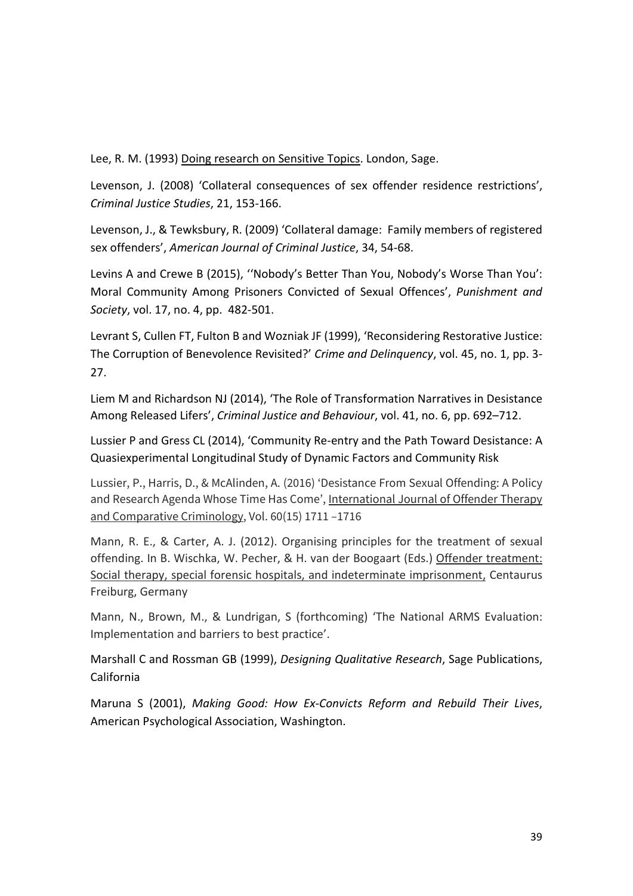Lee, R. M. (1993) <u>Doing research on Sensitive Topics</u>. London, Sage.

Levenson, J. (2008) 'Collateral consequences of sex offender residence restrictions', *Criminal Justice Studies*, 21, 153-166.

Levenson, J., & Tewksbury, R. (2009) 'Collateral damage: Family members of registered sex offenders', *American Journal of Criminal Justice*, 34, 54-68.

Levins A and Crewe B (2015), ''Nobody's Better Than You, Nobody's Worse Than You': Moral Community Among Prisoners Convicted of Sexual Offences', *Punishment and Society*, vol. 17, no. 4, pp. 482-501.

Levrant S, Cullen FT, Fulton B and Wozniak JF (1999), 'Reconsidering Restorative Justice: The Corruption of Benevolence Revisited?' *Crime and Delinquency*, vol. 45, no. 1, pp. 3-27.

Liem M and Richardson NJ (2014), 'The Role of Transformation Narratives in Desistance Among Released Lifers', *Criminal Justice and Behaviour*, vol. 41, no. 6, pp. 692–712.

Lussier P and Gress CL (2014), 'Community Re-entry and the Path Toward Desistance: A Quasiexperimental Longitudinal Study of Dynamic Factors and Community Risk

Lussier, P., Harris, D., & McAlinden, A. (2016) 'Desistance From Sexual Offending: A Policy and Research Agenda Whose Time Has Come', <u>International Journal of Offender Therapy and Comparative Criminology</u>, Vol. 60(15) 1711 –1716

Mann, R. E., & Carter, A. J. (2012). Organising principles for the treatment of sexual offending. In B. Wischka, W. Pecher, & H. van der Boogaart (Eds.) <u>Offender treatment: Social therapy, special forensic hospitals, and indeterminate imprisonment,</u> Centaurus Freiburg, Germany

Mann, N., Brown, M., & Lundrigan, S (forthcoming) 'The National ARMS Evaluation: Implementation and barriers to best practice'.

Marshall C and Rossman GB (1999), *Designing Qualitative Research*, Sage Publications, California

Maruna S (2001), *Making Good: How Ex-Convicts Reform and Rebuild Their Lives*, American Psychological Association, Washington.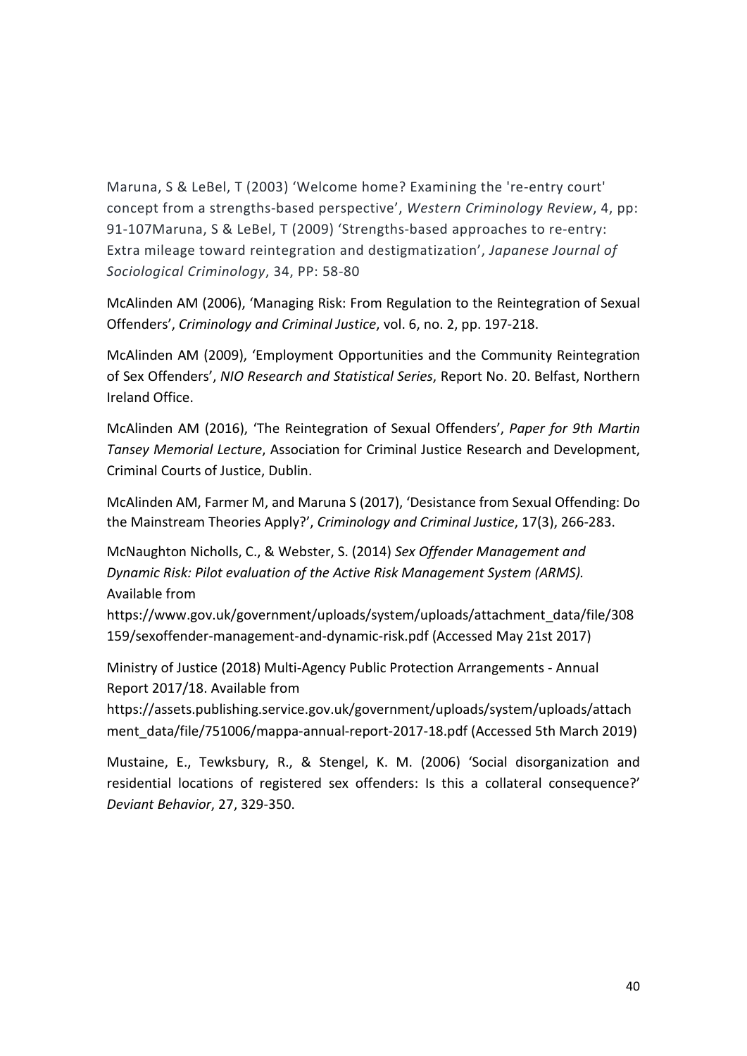Maruna, S & LeBel, T (2003) 'Welcome home? Examining the 're-entry court' concept from a strengths-based perspective', *Western Criminology Review*, 4, pp: 91-107Maruna, S & LeBel, T (2009) 'Strengths-based approaches to re-entry: Extra mileage toward reintegration and destigmatization', *Japanese Journal of Sociological Criminology*, 34, PP: 58-80

McAlinden AM (2006), 'Managing Risk: From Regulation to the Reintegration of Sexual Offenders', *Criminology and Criminal Justice*, vol. 6, no. 2, pp. 197-218.

McAlinden AM (2009), 'Employment Opportunities and the Community Reintegration of Sex Offenders', *NIO Research and Statistical Series*, Report No. 20. Belfast, Northern Ireland Office.

McAlinden AM (2016), 'The Reintegration of Sexual Offenders', *Paper for 9th Martin Tansey Memorial Lecture*, Association for Criminal Justice Research and Development, Criminal Courts of Justice, Dublin.

McAlinden AM, Farmer M, and Maruna S (2017), 'Desistance from Sexual Offending: Do the Mainstream Theories Apply?', *Criminology and Criminal Justice*, 17(3), 266-283.

McNaughton Nicholls, C., & Webster, S. (2014) *Sex Offender Management and Dynamic Risk: Pilot evaluation of the Active Risk Management System (ARMS).* Available from https://www.gov.uk/government/uploads/system/uploads/attachment_data/file/308159/sexoffender-management-and-dynamic-risk.pdf (Accessed May 21st 2017)

Ministry of Justice (2018) Multi-Agency Public Protection Arrangements - Annual Report 2017/18. Available from https://assets.publishing.service.gov.uk/government/uploads/system/uploads/attachment_data/file/751006/mappa-annual-report-2017-18.pdf (Accessed 5th March 2019)

Mustaine, E., Tewksbury, R., & Stengel, K. M. (2006) 'Social disorganization and residential locations of registered sex offenders: Is this a collateral consequence?' *Deviant Behavior*, 27, 329-350.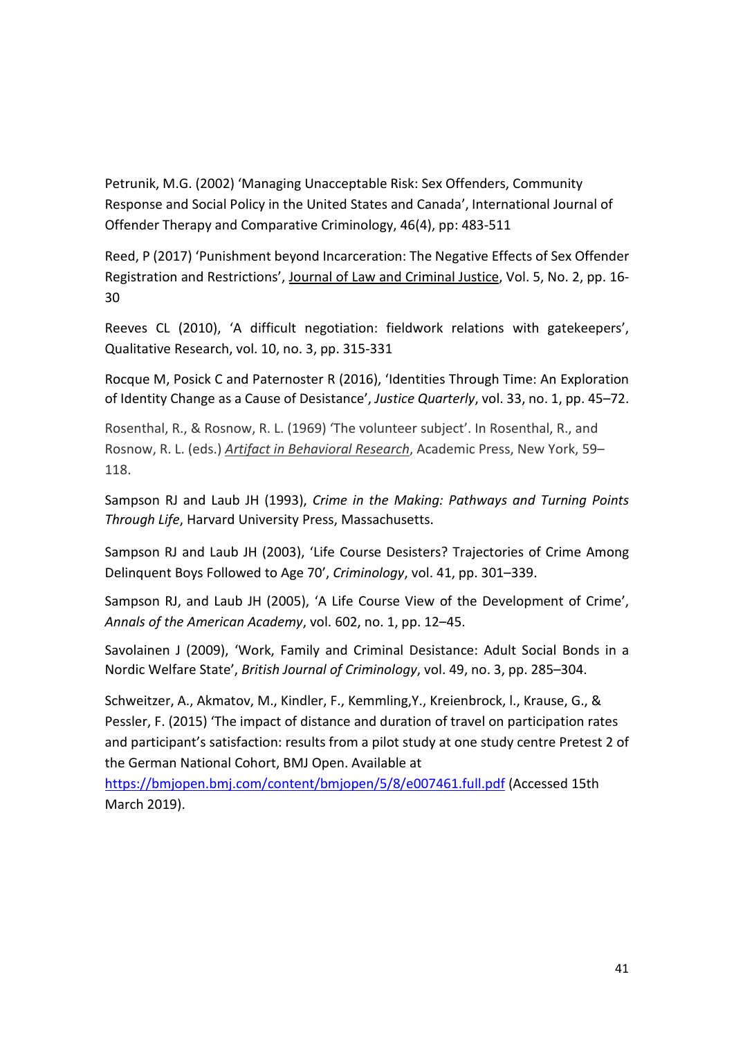Petrunik, M.G. (2002) 'Managing Unacceptable Risk: Sex Offenders, Community Response and Social Policy in the United States and Canada', International Journal of Offender Therapy and Comparative Criminology, 46(4), pp: 483-511

Reed, P (2017) 'Punishment beyond Incarceration: The Negative Effects of Sex Offender Registration and Restrictions', Journal of Law and Criminal Justice, Vol. 5, No. 2, pp. 16-30

Reeves CL (2010), 'A difficult negotiation: fieldwork relations with gatekeepers', Qualitative Research, vol. 10, no. 3, pp. 315-331

Rocque M, Posick C and Paternoster R (2016), 'Identities Through Time: An Exploration of Identity Change as a Cause of Desistance', *Justice Quarterly*, vol. 33, no. 1, pp. 45–72.

Rosenthal, R., & Rosnow, R. L. (1969) 'The volunteer subject'. In Rosenthal, R., and Rosnow, R. L. (eds.) *Artifact in Behavioral Research*, Academic Press, New York, 59–118.

Sampson RJ and Laub JH (1993), *Crime in the Making: Pathways and Turning Points Through Life*, Harvard University Press, Massachusetts.

Sampson RJ and Laub JH (2003), 'Life Course Desisters? Trajectories of Crime Among Delinquent Boys Followed to Age 70', *Criminology*, vol. 41, pp. 301–339.

Sampson RJ, and Laub JH (2005), 'A Life Course View of the Development of Crime', *Annals of the American Academy*, vol. 602, no. 1, pp. 12–45.

Savolainen J (2009), 'Work, Family and Criminal Desistance: Adult Social Bonds in a Nordic Welfare State', *British Journal of Criminology*, vol. 49, no. 3, pp. 285–304.

Schweitzer, A., Akmatov, M., Kindler, F., Kemmling,Y., Kreienbrock, l., Krause, G., & Pessler, F. (2015) 'The impact of distance and duration of travel on participation rates and participant's satisfaction: results from a pilot study at one study centre Pretest 2 of the German National Cohort, BMJ Open. Available at https://bmjopen.bmj.com/content/bmjopen/5/8/e007461.full.pdf (Accessed 15th March 2019).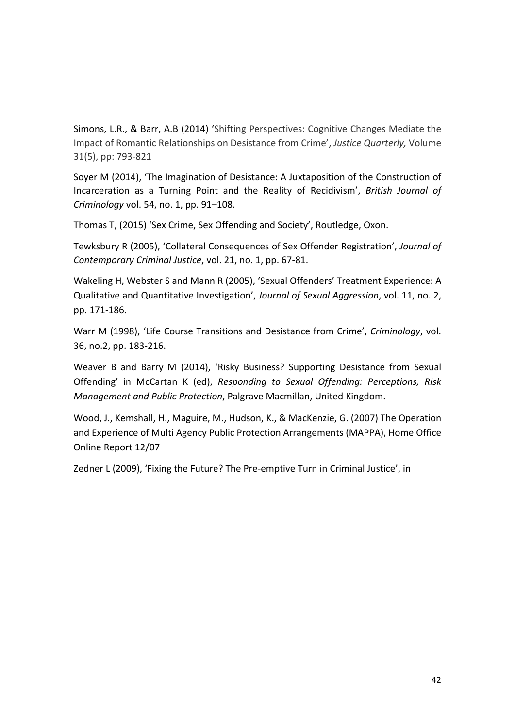Simons, L.R., & Barr, A.B (2014) 'Shifting Perspectives: Cognitive Changes Mediate the Impact of Romantic Relationships on Desistance from Crime', *Justice Quarterly,* Volume 31(5), pp: 793-821

Soyer M (2014), 'The Imagination of Desistance: A Juxtaposition of the Construction of Incarceration as a Turning Point and the Reality of Recidivism', *British Journal of Criminology* vol. 54, no. 1, pp. 91–108.

Thomas T, (2015) 'Sex Crime, Sex Offending and Society', Routledge, Oxon.

Tewksbury R (2005), 'Collateral Consequences of Sex Offender Registration', *Journal of Contemporary Criminal Justice*, vol. 21, no. 1, pp. 67-81.

Wakeling H, Webster S and Mann R (2005), 'Sexual Offenders' Treatment Experience: A Qualitative and Quantitative Investigation', *Journal of Sexual Aggression*, vol. 11, no. 2, pp. 171-186.

Warr M (1998), 'Life Course Transitions and Desistance from Crime', *Criminology*, vol. 36, no.2, pp. 183-216.

Weaver B and Barry M (2014), 'Risky Business? Supporting Desistance from Sexual Offending' in McCartan K (ed), *Responding to Sexual Offending: Perceptions, Risk Management and Public Protection*, Palgrave Macmillan, United Kingdom.

Wood, J., Kemshall, H., Maguire, M., Hudson, K., & MacKenzie, G. (2007) The Operation and Experience of Multi Agency Public Protection Arrangements (MAPPA), Home Office Online Report 12/07

Zedner L (2009), 'Fixing the Future? The Pre-emptive Turn in Criminal Justice', in